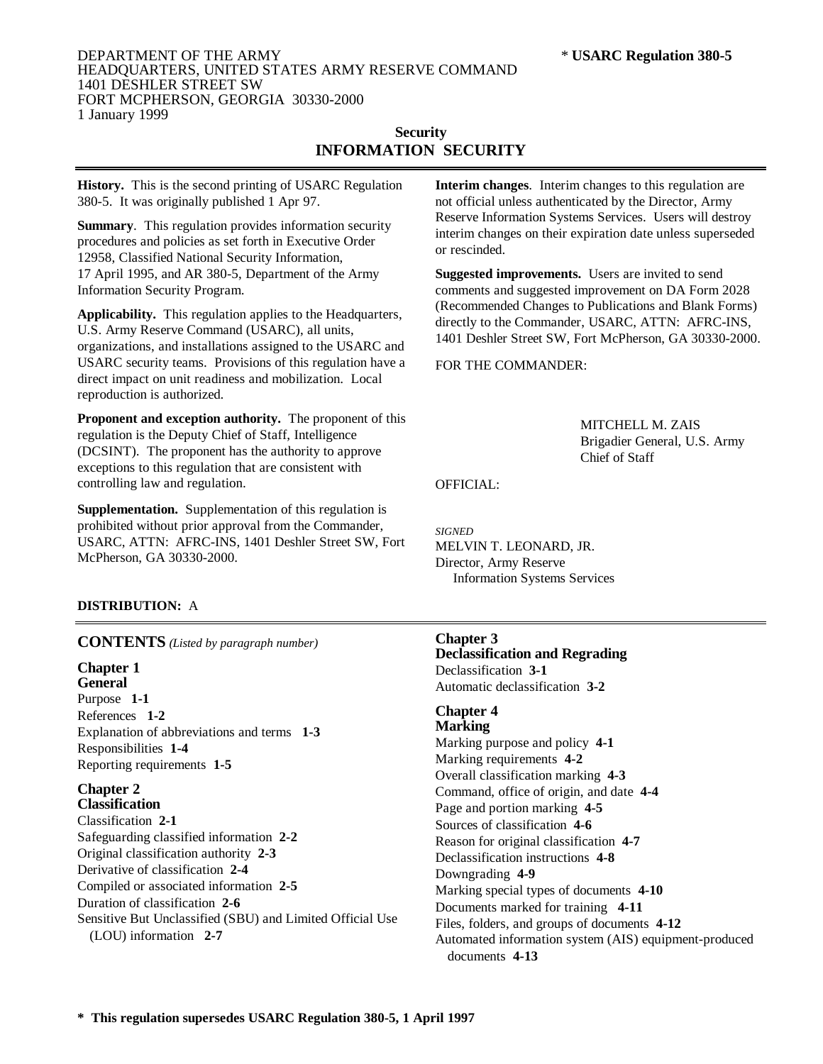DEPARTMENT OF THE ARMY
HEADQUARTERS, UNITED STATES ARMY RESERVE COMMAND
1401 DESHLER STREET SW
FORT MCPHERSON, GEORGIA 30330-2000
1 January 1999

\* **USARC Regulation 380-5**

**Security**

# INFORMATION SECURITY

**History.** This is the second printing of USARC Regulation 380-5. It was originally published 1 Apr 97.

**Summary**. This regulation provides information security procedures and policies as set forth in Executive Order 12958, Classified National Security Information, 17 April 1995, and AR 380-5, Department of the Army Information Security Program.

**Applicability.** This regulation applies to the Headquarters, U.S. Army Reserve Command (USARC), all units, organizations, and installations assigned to the USARC and USARC security teams. Provisions of this regulation have a direct impact on unit readiness and mobilization. Local reproduction is authorized.

**Proponent and exception authority.** The proponent of this regulation is the Deputy Chief of Staff, Intelligence (DCSINT). The proponent has the authority to approve exceptions to this regulation that are consistent with controlling law and regulation.

**Supplementation.** Supplementation of this regulation is prohibited without prior approval from the Commander, USARC, ATTN: AFRC-INS, 1401 Deshler Street SW, Fort McPherson, GA 30330-2000.

**Interim changes**. Interim changes to this regulation are not official unless authenticated by the Director, Army Reserve Information Systems Services. Users will destroy interim changes on their expiration date unless superseded or rescinded.

**Suggested improvements.** Users are invited to send comments and suggested improvement on DA Form 2028 (Recommended Changes to Publications and Blank Forms) directly to the Commander, USARC, ATTN: AFRC-INS, 1401 Deshler Street SW, Fort McPherson, GA 30330-2000.

FOR THE COMMANDER:

MITCHELL M. ZAIS
Brigadier General, U.S. Army
Chief of Staff

OFFICIAL:

*SIGNED*
MELVIN T. LEONARD, JR.
Director, Army Reserve
Information Systems Services

**DISTRIBUTION:** A

## CONTENTS *(Listed by paragraph number)*

**Chapter 1**
**General**
Purpose **1-1**
References **1-2**
Explanation of abbreviations and terms **1-3**
Responsibilities **1-4**
Reporting requirements **1-5**

**Chapter 2**
**Classification**
Classification **2-1**
Safeguarding classified information **2-2**
Original classification authority **2-3**
Derivative of classification **2-4**
Compiled or associated information **2-5**
Duration of classification **2-6**
Sensitive But Unclassified (SBU) and Limited Official Use (LOU) information **2-7**

**Chapter 3**
**Declassification and Regrading**
Declassification **3-1**
Automatic declassification **3-2**

**Chapter 4**
**Marking**
Marking purpose and policy **4-1**
Marking requirements **4-2**
Overall classification marking **4-3**
Command, office of origin, and date **4-4**
Page and portion marking **4-5**
Sources of classification **4-6**
Reason for original classification **4-7**
Declassification instructions **4-8**
Downgrading **4-9**
Marking special types of documents **4-10**
Documents marked for training **4-11**
Files, folders, and groups of documents **4-12**
Automated information system (AIS) equipment-produced documents **4-13**

**\* This regulation supersedes USARC Regulation 380-5, 1 April 1997**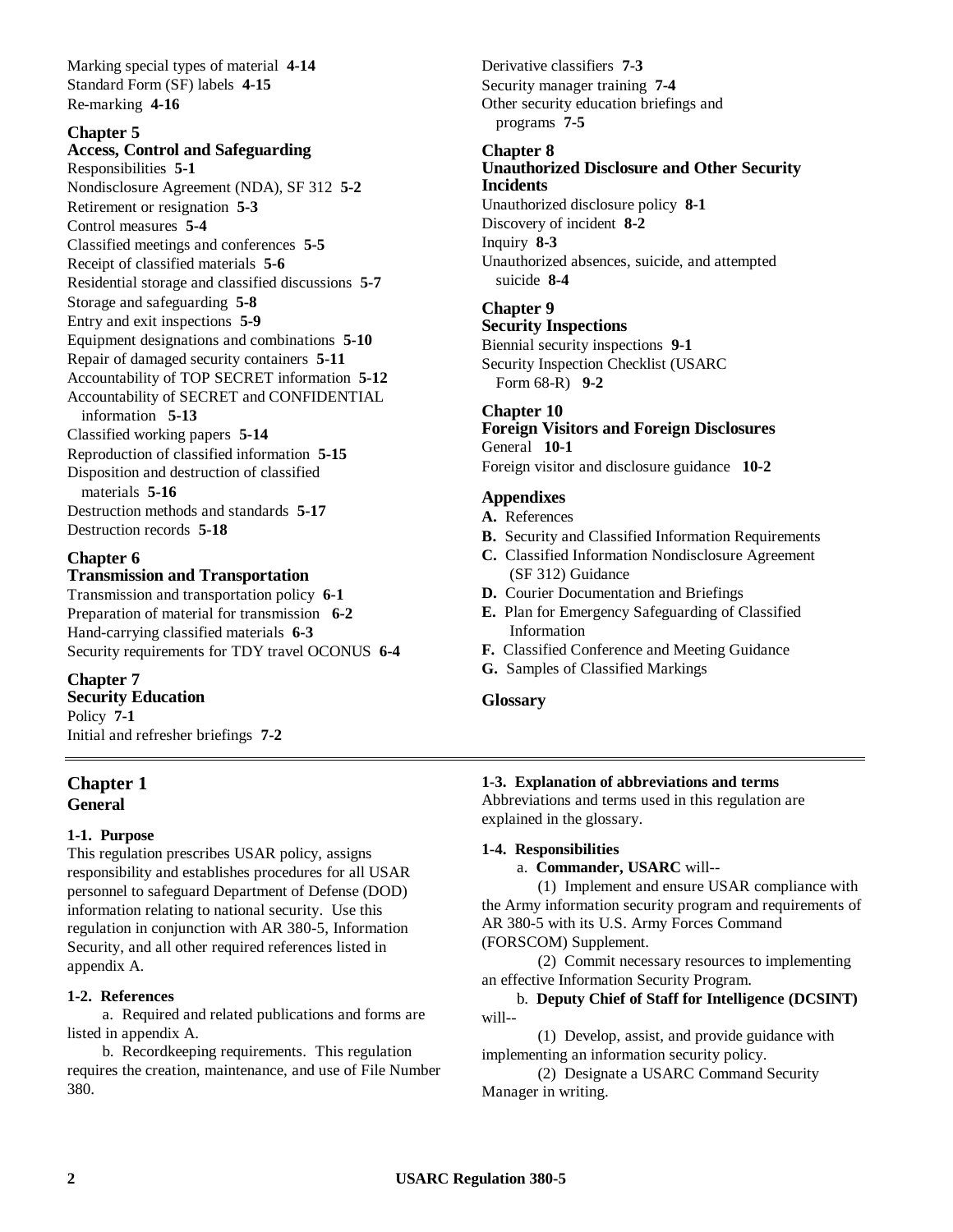Marking special types of material **4-14**
Standard Form (SF) labels **4-15**
Re-marking **4-16**

**Chapter 5**
**Access, Control and Safeguarding**
Responsibilities **5-1**
Nondisclosure Agreement (NDA), SF 312 **5-2**
Retirement or resignation **5-3**
Control measures **5-4**
Classified meetings and conferences **5-5**
Receipt of classified materials **5-6**
Residential storage and classified discussions **5-7**
Storage and safeguarding **5-8**
Entry and exit inspections **5-9**
Equipment designations and combinations **5-10**
Repair of damaged security containers **5-11**
Accountability of TOP SECRET information **5-12**
Accountability of SECRET and CONFIDENTIAL information **5-13**
Classified working papers **5-14**
Reproduction of classified information **5-15**
Disposition and destruction of classified materials **5-16**
Destruction methods and standards **5-17**
Destruction records **5-18**

**Chapter 6**
**Transmission and Transportation**
Transmission and transportation policy **6-1**
Preparation of material for transmission **6-2**
Hand-carrying classified materials **6-3**
Security requirements for TDY travel OCONUS **6-4**

**Chapter 7**
**Security Education**
Policy **7-1**
Initial and refresher briefings **7-2**
Derivative classifiers **7-3**
Security manager training **7-4**
Other security education briefings and programs **7-5**

**Chapter 8**
**Unauthorized Disclosure and Other Security Incidents**
Unauthorized disclosure policy **8-1**
Discovery of incident **8-2**
Inquiry **8-3**
Unauthorized absences, suicide, and attempted suicide **8-4**

**Chapter 9**
**Security Inspections**
Biennial security inspections **9-1**
Security Inspection Checklist (USARC Form 68-R) **9-2**

**Chapter 10**
**Foreign Visitors and Foreign Disclosures**
General **10-1**
Foreign visitor and disclosure guidance **10-2**

**Appendixes**
**A.** References
**B.** Security and Classified Information Requirements
**C.** Classified Information Nondisclosure Agreement (SF 312) Guidance
**D.** Courier Documentation and Briefings
**E.** Plan for Emergency Safeguarding of Classified Information
**F.** Classified Conference and Meeting Guidance
**G.** Samples of Classified Markings

**Glossary**

# Chapter 1
## General

### 1-1. Purpose

This regulation prescribes USAR policy, assigns responsibility and establishes procedures for all USAR personnel to safeguard Department of Defense (DOD) information relating to national security. Use this regulation in conjunction with AR 380-5, Information Security, and all other required references listed in appendix A.

### 1-2. References

a. Required and related publications and forms are listed in appendix A.

b. Recordkeeping requirements. This regulation requires the creation, maintenance, and use of File Number 380.

### 1-3. Explanation of abbreviations and terms

Abbreviations and terms used in this regulation are explained in the glossary.

### 1-4. Responsibilities

a. **Commander, USARC** will--

(1) Implement and ensure USAR compliance with the Army information security program and requirements of AR 380-5 with its U.S. Army Forces Command (FORSCOM) Supplement.

(2) Commit necessary resources to implementing an effective Information Security Program.

b. **Deputy Chief of Staff for Intelligence (DCSINT)** will--

(1) Develop, assist, and provide guidance with implementing an information security policy.

(2) Designate a USARC Command Security Manager in writing.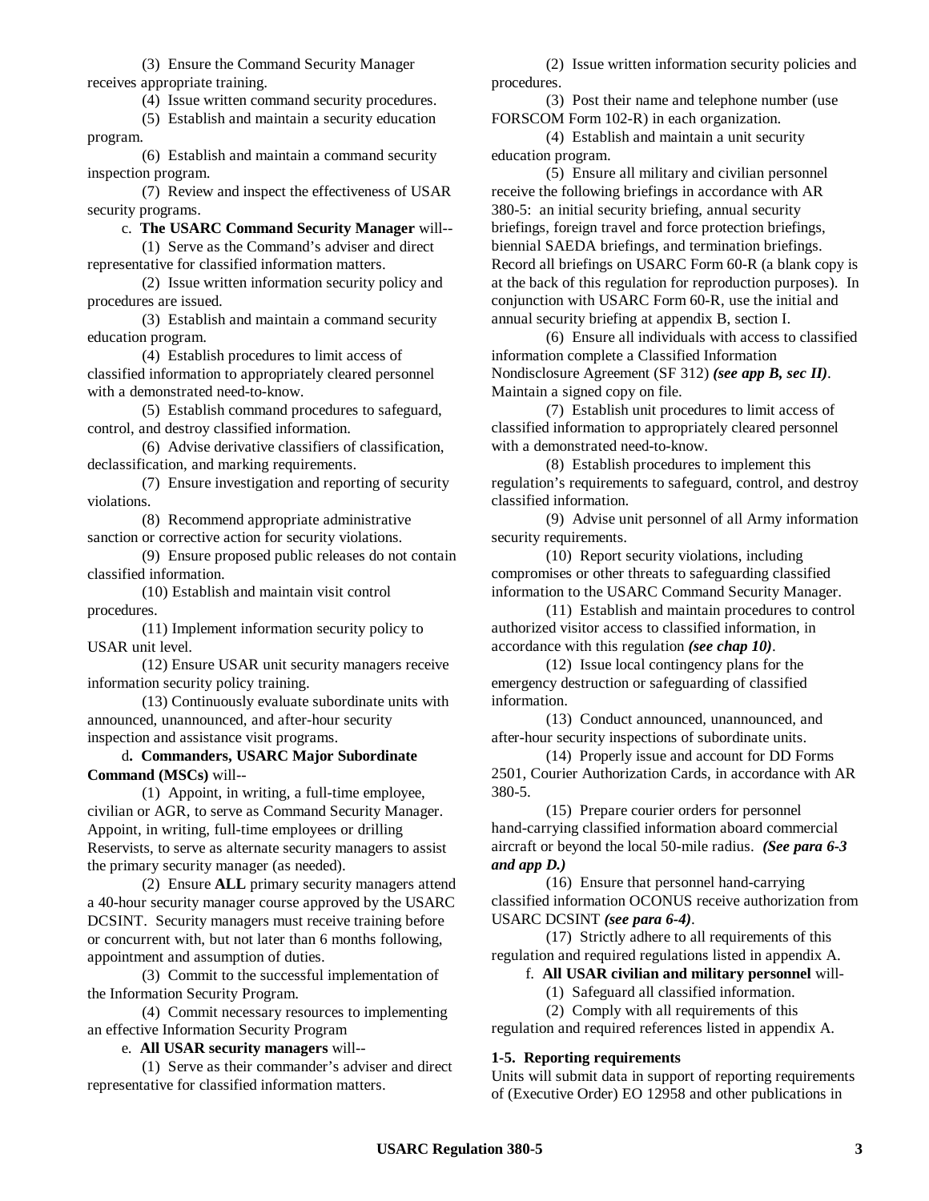(3) Ensure the Command Security Manager receives appropriate training.

(4) Issue written command security procedures.

(5) Establish and maintain a security education program.

(6) Establish and maintain a command security inspection program.

(7) Review and inspect the effectiveness of USAR security programs.

c. **The USARC Command Security Manager** will--

(1) Serve as the Command's adviser and direct representative for classified information matters.

(2) Issue written information security policy and procedures are issued.

(3) Establish and maintain a command security education program.

(4) Establish procedures to limit access of classified information to appropriately cleared personnel with a demonstrated need-to-know.

(5) Establish command procedures to safeguard, control, and destroy classified information.

(6) Advise derivative classifiers of classification, declassification, and marking requirements.

(7) Ensure investigation and reporting of security violations.

(8) Recommend appropriate administrative sanction or corrective action for security violations.

(9) Ensure proposed public releases do not contain classified information.

(10) Establish and maintain visit control procedures.

(11) Implement information security policy to USAR unit level.

(12) Ensure USAR unit security managers receive information security policy training.

(13) Continuously evaluate subordinate units with announced, unannounced, and after-hour security inspection and assistance visit programs.

d**. Commanders, USARC Major Subordinate Command (MSCs)** will--

(1) Appoint, in writing, a full-time employee, civilian or AGR, to serve as Command Security Manager. Appoint, in writing, full-time employees or drilling Reservists, to serve as alternate security managers to assist the primary security manager (as needed).

(2) Ensure **ALL** primary security managers attend a 40-hour security manager course approved by the USARC DCSINT. Security managers must receive training before or concurrent with, but not later than 6 months following, appointment and assumption of duties.

(3) Commit to the successful implementation of the Information Security Program.

(4) Commit necessary resources to implementing an effective Information Security Program

e. **All USAR security managers** will--

(1) Serve as their commander's adviser and direct representative for classified information matters.

(2) Issue written information security policies and procedures.

(3) Post their name and telephone number (use FORSCOM Form 102-R) in each organization.

(4) Establish and maintain a unit security education program.

(5) Ensure all military and civilian personnel receive the following briefings in accordance with AR 380-5: an initial security briefing, annual security briefings, foreign travel and force protection briefings, biennial SAEDA briefings, and termination briefings. Record all briefings on USARC Form 60-R (a blank copy is at the back of this regulation for reproduction purposes). In conjunction with USARC Form 60-R, use the initial and annual security briefing at appendix B, section I.

(6) Ensure all individuals with access to classified information complete a Classified Information Nondisclosure Agreement (SF 312) ***(see app B, sec II)***. Maintain a signed copy on file.

(7) Establish unit procedures to limit access of classified information to appropriately cleared personnel with a demonstrated need-to-know.

(8) Establish procedures to implement this regulation's requirements to safeguard, control, and destroy classified information.

(9) Advise unit personnel of all Army information security requirements.

(10) Report security violations, including compromises or other threats to safeguarding classified information to the USARC Command Security Manager.

(11) Establish and maintain procedures to control authorized visitor access to classified information, in accordance with this regulation ***(see chap 10)***.

(12) Issue local contingency plans for the emergency destruction or safeguarding of classified information.

(13) Conduct announced, unannounced, and after-hour security inspections of subordinate units.

(14) Properly issue and account for DD Forms 2501, Courier Authorization Cards, in accordance with AR 380-5.

(15) Prepare courier orders for personnel hand-carrying classified information aboard commercial aircraft or beyond the local 50-mile radius. ***(See para 6-3 and app D.)***

(16) Ensure that personnel hand-carrying classified information OCONUS receive authorization from USARC DCSINT ***(see para 6-4)***.

(17) Strictly adhere to all requirements of this regulation and required regulations listed in appendix A.

f. **All USAR civilian and military personnel** will-

(1) Safeguard all classified information.

(2) Comply with all requirements of this regulation and required references listed in appendix A.

**1-5. Reporting requirements**

Units will submit data in support of reporting requirements of (Executive Order) EO 12958 and other publications in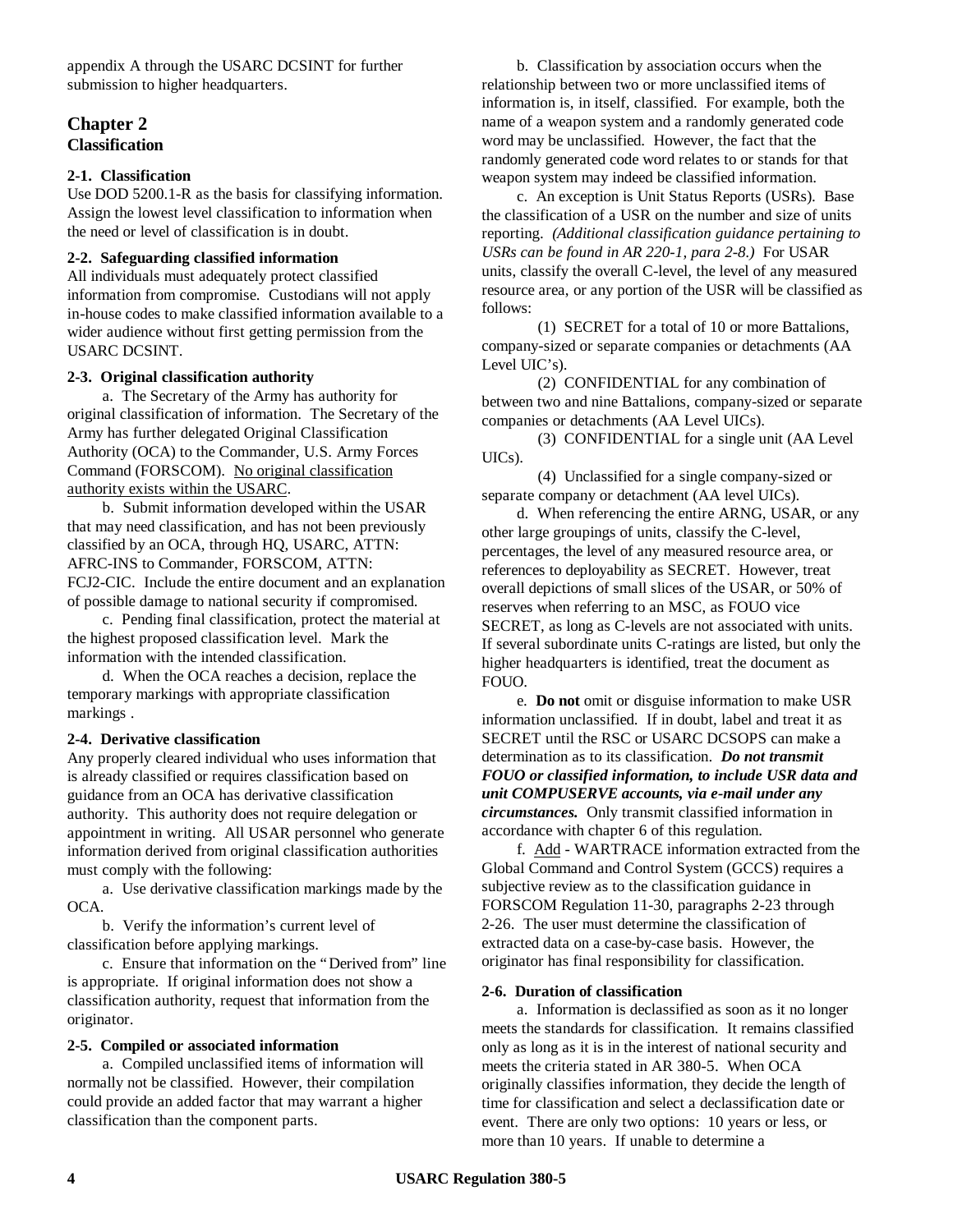appendix A through the USARC DCSINT for further submission to higher headquarters.

# Chapter 2
## Classification

### 2-1. Classification

Use DOD 5200.1-R as the basis for classifying information. Assign the lowest level classification to information when the need or level of classification is in doubt.

### 2-2. Safeguarding classified information

All individuals must adequately protect classified information from compromise. Custodians will not apply in-house codes to make classified information available to a wider audience without first getting permission from the USARC DCSINT.

### 2-3. Original classification authority

a. The Secretary of the Army has authority for original classification of information. The Secretary of the Army has further delegated Original Classification Authority (OCA) to the Commander, U.S. Army Forces Command (FORSCOM). <u>No original classification authority exists within the USARC</u>.

b. Submit information developed within the USAR that may need classification, and has not been previously classified by an OCA, through HQ, USARC, ATTN: AFRC-INS to Commander, FORSCOM, ATTN: FCJ2-CIC. Include the entire document and an explanation of possible damage to national security if compromised.

c. Pending final classification, protect the material at the highest proposed classification level. Mark the information with the intended classification.

d. When the OCA reaches a decision, replace the temporary markings with appropriate classification markings .

### 2-4. Derivative classification

Any properly cleared individual who uses information that is already classified or requires classification based on guidance from an OCA has derivative classification authority. This authority does not require delegation or appointment in writing. All USAR personnel who generate information derived from original classification authorities must comply with the following:

a. Use derivative classification markings made by the OCA.

b. Verify the information's current level of classification before applying markings.

c. Ensure that information on the "Derived from" line is appropriate. If original information does not show a classification authority, request that information from the originator.

### 2-5. Compiled or associated information

a. Compiled unclassified items of information will normally not be classified. However, their compilation could provide an added factor that may warrant a higher classification than the component parts.

b. Classification by association occurs when the relationship between two or more unclassified items of information is, in itself, classified. For example, both the name of a weapon system and a randomly generated code word may be unclassified. However, the fact that the randomly generated code word relates to or stands for that weapon system may indeed be classified information.

c. An exception is Unit Status Reports (USRs). Base the classification of a USR on the number and size of units reporting. *(Additional classification guidance pertaining to USRs can be found in AR 220-1, para 2-8.)* For USAR units, classify the overall C-level, the level of any measured resource area, or any portion of the USR will be classified as follows:

(1) SECRET for a total of 10 or more Battalions, company-sized or separate companies or detachments (AA Level UIC's).

(2) CONFIDENTIAL for any combination of between two and nine Battalions, company-sized or separate companies or detachments (AA Level UICs).

(3) CONFIDENTIAL for a single unit (AA Level UICs).

(4) Unclassified for a single company-sized or separate company or detachment (AA level UICs).

d. When referencing the entire ARNG, USAR, or any other large groupings of units, classify the C-level, percentages, the level of any measured resource area, or references to deployability as SECRET. However, treat overall depictions of small slices of the USAR, or 50% of reserves when referring to an MSC, as FOUO vice SECRET, as long as C-levels are not associated with units. If several subordinate units C-ratings are listed, but only the higher headquarters is identified, treat the document as FOUO.

e. **Do not** omit or disguise information to make USR information unclassified. If in doubt, label and treat it as SECRET until the RSC or USARC DCSOPS can make a determination as to its classification. ***Do not transmit FOUO or classified information, to include USR data and unit COMPUSERVE accounts, via e-mail under any circumstances.*** Only transmit classified information in accordance with chapter 6 of this regulation.

f. <u>Add</u> - WARTRACE information extracted from the Global Command and Control System (GCCS) requires a subjective review as to the classification guidance in FORSCOM Regulation 11-30, paragraphs 2-23 through 2-26. The user must determine the classification of extracted data on a case-by-case basis. However, the originator has final responsibility for classification.

### 2-6. Duration of classification

a. Information is declassified as soon as it no longer meets the standards for classification. It remains classified only as long as it is in the interest of national security and meets the criteria stated in AR 380-5. When OCA originally classifies information, they decide the length of time for classification and select a declassification date or event. There are only two options: 10 years or less, or more than 10 years. If unable to determine a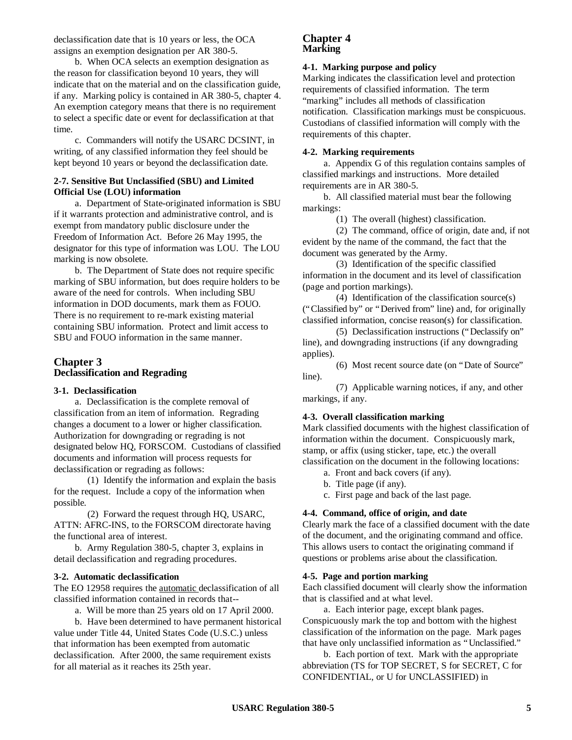declassification date that is 10 years or less, the OCA assigns an exemption designation per AR 380-5.

b. When OCA selects an exemption designation as the reason for classification beyond 10 years, they will indicate that on the material and on the classification guide, if any. Marking policy is contained in AR 380-5, chapter 4. An exemption category means that there is no requirement to select a specific date or event for declassification at that time.

c. Commanders will notify the USARC DCSINT, in writing, of any classified information they feel should be kept beyond 10 years or beyond the declassification date.

**2-7. Sensitive But Unclassified (SBU) and Limited Official Use (LOU) information**

a. Department of State-originated information is SBU if it warrants protection and administrative control, and is exempt from mandatory public disclosure under the Freedom of Information Act. Before 26 May 1995, the designator for this type of information was LOU. The LOU marking is now obsolete.

b. The Department of State does not require specific marking of SBU information, but does require holders to be aware of the need for controls. When including SBU information in DOD documents, mark them as FOUO. There is no requirement to re-mark existing material containing SBU information. Protect and limit access to SBU and FOUO information in the same manner.

## Chapter 3
## Declassification and Regrading

**3-1. Declassification**

a. Declassification is the complete removal of classification from an item of information. Regrading changes a document to a lower or higher classification. Authorization for downgrading or regrading is not designated below HQ, FORSCOM. Custodians of classified documents and information will process requests for declassification or regrading as follows:

(1) Identify the information and explain the basis for the request. Include a copy of the information when possible.

(2) Forward the request through HQ, USARC, ATTN: AFRC-INS, to the FORSCOM directorate having the functional area of interest.

b. Army Regulation 380-5, chapter 3, explains in detail declassification and regrading procedures.

**3-2. Automatic declassification**

The EO 12958 requires the automatic declassification of all classified information contained in records that--

a. Will be more than 25 years old on 17 April 2000.

b. Have been determined to have permanent historical value under Title 44, United States Code (U.S.C.) unless that information has been exempted from automatic declassification. After 2000, the same requirement exists for all material as it reaches its 25th year.

## Chapter 4
## Marking

**4-1. Marking purpose and policy**

Marking indicates the classification level and protection requirements of classified information. The term "marking" includes all methods of classification notification. Classification markings must be conspicuous. Custodians of classified information will comply with the requirements of this chapter.

**4-2. Marking requirements**

a. Appendix G of this regulation contains samples of classified markings and instructions. More detailed requirements are in AR 380-5.

b. All classified material must bear the following markings:

(1) The overall (highest) classification.

(2) The command, office of origin, date and, if not evident by the name of the command, the fact that the document was generated by the Army.

(3) Identification of the specific classified information in the document and its level of classification (page and portion markings).

(4) Identification of the classification source(s) ("Classified by" or "Derived from" line) and, for originally classified information, concise reason(s) for classification.

(5) Declassification instructions ("Declassify on" line), and downgrading instructions (if any downgrading applies).

(6) Most recent source date (on "Date of Source" line).

(7) Applicable warning notices, if any, and other markings, if any.

**4-3. Overall classification marking**

Mark classified documents with the highest classification of information within the document. Conspicuously mark, stamp, or affix (using sticker, tape, etc.) the overall classification on the document in the following locations:

a. Front and back covers (if any).

b. Title page (if any).

c. First page and back of the last page.

**4-4. Command, office of origin, and date**

Clearly mark the face of a classified document with the date of the document, and the originating command and office. This allows users to contact the originating command if questions or problems arise about the classification.

**4-5. Page and portion marking**

Each classified document will clearly show the information that is classified and at what level.

a. Each interior page, except blank pages. Conspicuously mark the top and bottom with the highest classification of the information on the page. Mark pages that have only unclassified information as "Unclassified."

b. Each portion of text. Mark with the appropriate abbreviation (TS for TOP SECRET, S for SECRET, C for CONFIDENTIAL, or U for UNCLASSIFIED) in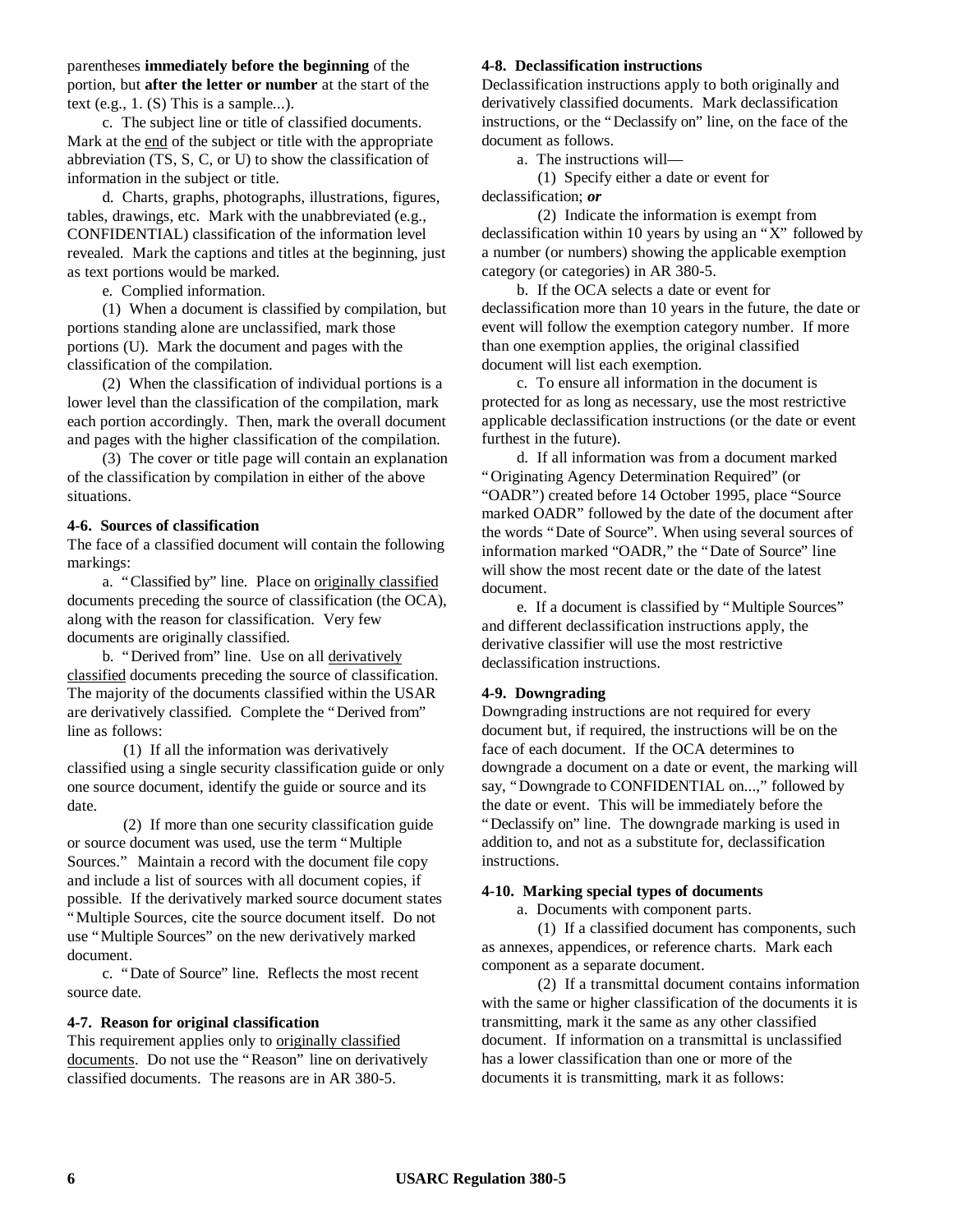parentheses **immediately before the beginning** of the portion, but **after the letter or number** at the start of the text (e.g., 1. (S) This is a sample...).

c. The subject line or title of classified documents. Mark at the end of the subject or title with the appropriate abbreviation (TS, S, C, or U) to show the classification of information in the subject or title.

d. Charts, graphs, photographs, illustrations, figures, tables, drawings, etc. Mark with the unabbreviated (e.g., CONFIDENTIAL) classification of the information level revealed. Mark the captions and titles at the beginning, just as text portions would be marked.

e. Complied information.

(1) When a document is classified by compilation, but portions standing alone are unclassified, mark those portions (U). Mark the document and pages with the classification of the compilation.

(2) When the classification of individual portions is a lower level than the classification of the compilation, mark each portion accordingly. Then, mark the overall document and pages with the higher classification of the compilation.

(3) The cover or title page will contain an explanation of the classification by compilation in either of the above situations.

**4-6. Sources of classification**

The face of a classified document will contain the following markings:

a. "Classified by" line. Place on originally classified documents preceding the source of classification (the OCA), along with the reason for classification. Very few documents are originally classified.

b. "Derived from" line. Use on all derivatively classified documents preceding the source of classification. The majority of the documents classified within the USAR are derivatively classified. Complete the "Derived from" line as follows:

(1) If all the information was derivatively classified using a single security classification guide or only one source document, identify the guide or source and its date.

(2) If more than one security classification guide or source document was used, use the term "Multiple Sources." Maintain a record with the document file copy and include a list of sources with all document copies, if possible. If the derivatively marked source document states "Multiple Sources, cite the source document itself. Do not use "Multiple Sources" on the new derivatively marked document.

c. "Date of Source" line. Reflects the most recent source date.

**4-7. Reason for original classification**

This requirement applies only to originally classified documents. Do not use the "Reason" line on derivatively classified documents. The reasons are in AR 380-5.

**4-8. Declassification instructions**

Declassification instructions apply to both originally and derivatively classified documents. Mark declassification instructions, or the "Declassify on" line, on the face of the document as follows.

a. The instructions will—

(1) Specify either a date or event for declassification; ***or***

(2) Indicate the information is exempt from declassification within 10 years by using an "X" followed by a number (or numbers) showing the applicable exemption category (or categories) in AR 380-5.

b. If the OCA selects a date or event for declassification more than 10 years in the future, the date or event will follow the exemption category number. If more than one exemption applies, the original classified document will list each exemption.

c. To ensure all information in the document is protected for as long as necessary, use the most restrictive applicable declassification instructions (or the date or event furthest in the future).

d. If all information was from a document marked "Originating Agency Determination Required" (or "OADR") created before 14 October 1995, place "Source marked OADR" followed by the date of the document after the words "Date of Source". When using several sources of information marked "OADR," the "Date of Source" line will show the most recent date or the date of the latest document.

e. If a document is classified by "Multiple Sources" and different declassification instructions apply, the derivative classifier will use the most restrictive declassification instructions.

**4-9. Downgrading**

Downgrading instructions are not required for every document but, if required, the instructions will be on the face of each document. If the OCA determines to downgrade a document on a date or event, the marking will say, "Downgrade to CONFIDENTIAL on...," followed by the date or event. This will be immediately before the "Declassify on" line. The downgrade marking is used in addition to, and not as a substitute for, declassification instructions.

**4-10. Marking special types of documents**

a. Documents with component parts.

(1) If a classified document has components, such as annexes, appendices, or reference charts. Mark each component as a separate document.

(2) If a transmittal document contains information with the same or higher classification of the documents it is transmitting, mark it the same as any other classified document. If information on a transmittal is unclassified has a lower classification than one or more of the documents it is transmitting, mark it as follows: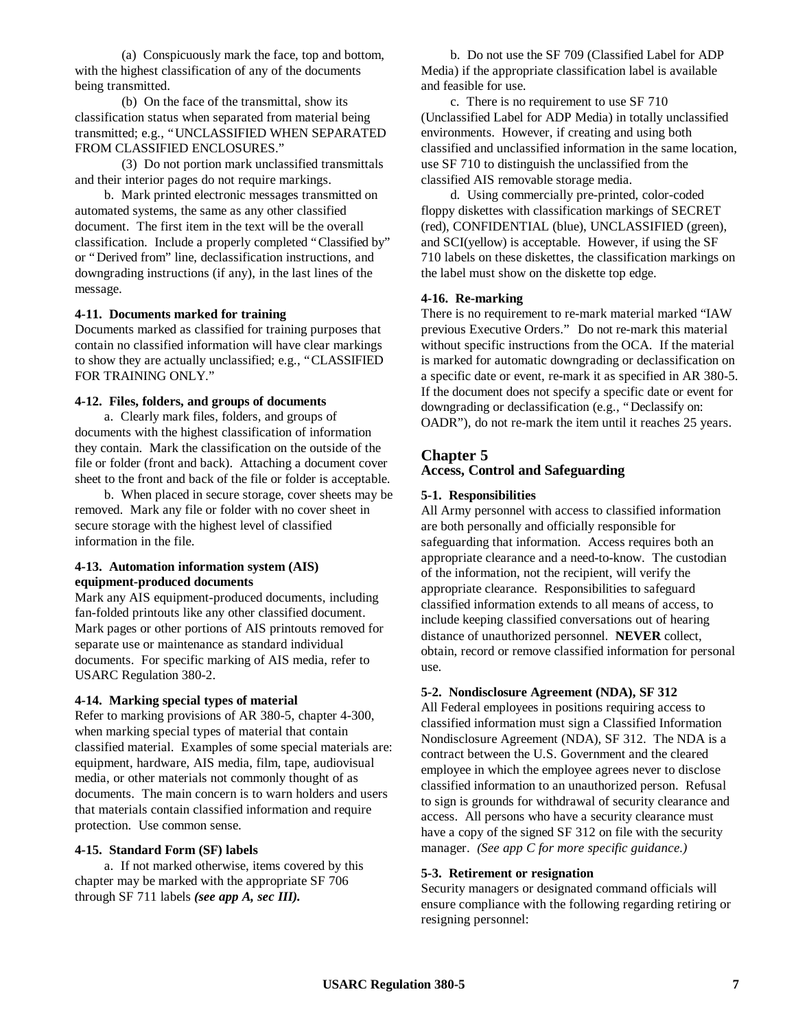(a) Conspicuously mark the face, top and bottom, with the highest classification of any of the documents being transmitted.

(b) On the face of the transmittal, show its classification status when separated from material being transmitted; e.g., "UNCLASSIFIED WHEN SEPARATED FROM CLASSIFIED ENCLOSURES."

(3) Do not portion mark unclassified transmittals and their interior pages do not require markings.

b. Mark printed electronic messages transmitted on automated systems, the same as any other classified document. The first item in the text will be the overall classification. Include a properly completed "Classified by" or "Derived from" line, declassification instructions, and downgrading instructions (if any), in the last lines of the message.

#### 4-11. Documents marked for training

Documents marked as classified for training purposes that contain no classified information will have clear markings to show they are actually unclassified; e.g., "CLASSIFIED FOR TRAINING ONLY."

#### 4-12. Files, folders, and groups of documents

a. Clearly mark files, folders, and groups of documents with the highest classification of information they contain. Mark the classification on the outside of the file or folder (front and back). Attaching a document cover sheet to the front and back of the file or folder is acceptable.

b. When placed in secure storage, cover sheets may be removed. Mark any file or folder with no cover sheet in secure storage with the highest level of classified information in the file.

#### 4-13. Automation information system (AIS) equipment-produced documents

Mark any AIS equipment-produced documents, including fan-folded printouts like any other classified document. Mark pages or other portions of AIS printouts removed for separate use or maintenance as standard individual documents. For specific marking of AIS media, refer to USARC Regulation 380-2.

#### 4-14. Marking special types of material

Refer to marking provisions of AR 380-5, chapter 4-300, when marking special types of material that contain classified material. Examples of some special materials are: equipment, hardware, AIS media, film, tape, audiovisual media, or other materials not commonly thought of as documents. The main concern is to warn holders and users that materials contain classified information and require protection. Use common sense.

#### 4-15. Standard Form (SF) labels

a. If not marked otherwise, items covered by this chapter may be marked with the appropriate SF 706 through SF 711 labels ***(see app A, sec III).***

b. Do not use the SF 709 (Classified Label for ADP Media) if the appropriate classification label is available and feasible for use.

c. There is no requirement to use SF 710 (Unclassified Label for ADP Media) in totally unclassified environments. However, if creating and using both classified and unclassified information in the same location, use SF 710 to distinguish the unclassified from the classified AIS removable storage media.

d. Using commercially pre-printed, color-coded floppy diskettes with classification markings of SECRET (red), CONFIDENTIAL (blue), UNCLASSIFIED (green), and SCI(yellow) is acceptable. However, if using the SF 710 labels on these diskettes, the classification markings on the label must show on the diskette top edge.

#### 4-16. Re-marking

There is no requirement to re-mark material marked "IAW previous Executive Orders." Do not re-mark this material without specific instructions from the OCA. If the material is marked for automatic downgrading or declassification on a specific date or event, re-mark it as specified in AR 380-5. If the document does not specify a specific date or event for downgrading or declassification (e.g., "Declassify on: OADR"), do not re-mark the item until it reaches 25 years.

## Chapter 5
## Access, Control and Safeguarding

#### 5-1. Responsibilities

All Army personnel with access to classified information are both personally and officially responsible for safeguarding that information. Access requires both an appropriate clearance and a need-to-know. The custodian of the information, not the recipient, will verify the appropriate clearance. Responsibilities to safeguard classified information extends to all means of access, to include keeping classified conversations out of hearing distance of unauthorized personnel. **NEVER** collect, obtain, record or remove classified information for personal use.

#### 5-2. Nondisclosure Agreement (NDA), SF 312

All Federal employees in positions requiring access to classified information must sign a Classified Information Nondisclosure Agreement (NDA), SF 312. The NDA is a contract between the U.S. Government and the cleared employee in which the employee agrees never to disclose classified information to an unauthorized person. Refusal to sign is grounds for withdrawal of security clearance and access. All persons who have a security clearance must have a copy of the signed SF 312 on file with the security manager. *(See app C for more specific guidance.)*

#### 5-3. Retirement or resignation

Security managers or designated command officials will ensure compliance with the following regarding retiring or resigning personnel: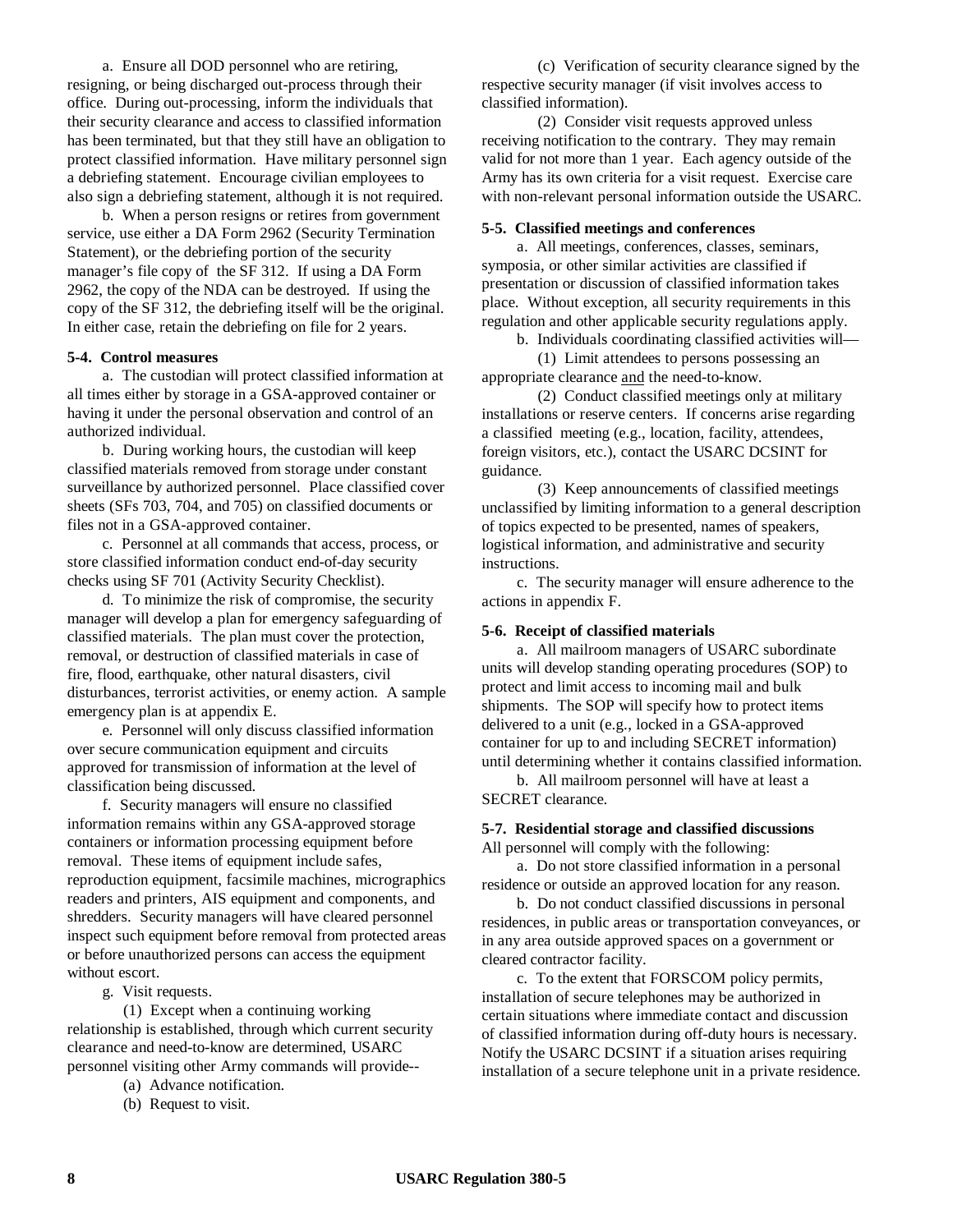a. Ensure all DOD personnel who are retiring, resigning, or being discharged out-process through their office. During out-processing, inform the individuals that their security clearance and access to classified information has been terminated, but that they still have an obligation to protect classified information. Have military personnel sign a debriefing statement. Encourage civilian employees to also sign a debriefing statement, although it is not required.

b. When a person resigns or retires from government service, use either a DA Form 2962 (Security Termination Statement), or the debriefing portion of the security manager's file copy of the SF 312. If using a DA Form 2962, the copy of the NDA can be destroyed. If using the copy of the SF 312, the debriefing itself will be the original. In either case, retain the debriefing on file for 2 years.

**5-4. Control measures**

a. The custodian will protect classified information at all times either by storage in a GSA-approved container or having it under the personal observation and control of an authorized individual.

b. During working hours, the custodian will keep classified materials removed from storage under constant surveillance by authorized personnel. Place classified cover sheets (SFs 703, 704, and 705) on classified documents or files not in a GSA-approved container.

c. Personnel at all commands that access, process, or store classified information conduct end-of-day security checks using SF 701 (Activity Security Checklist).

d. To minimize the risk of compromise, the security manager will develop a plan for emergency safeguarding of classified materials. The plan must cover the protection, removal, or destruction of classified materials in case of fire, flood, earthquake, other natural disasters, civil disturbances, terrorist activities, or enemy action. A sample emergency plan is at appendix E.

e. Personnel will only discuss classified information over secure communication equipment and circuits approved for transmission of information at the level of classification being discussed.

f. Security managers will ensure no classified information remains within any GSA-approved storage containers or information processing equipment before removal. These items of equipment include safes, reproduction equipment, facsimile machines, micrographics readers and printers, AIS equipment and components, and shredders. Security managers will have cleared personnel inspect such equipment before removal from protected areas or before unauthorized persons can access the equipment without escort.

g. Visit requests.

(1) Except when a continuing working relationship is established, through which current security clearance and need-to-know are determined, USARC personnel visiting other Army commands will provide--

(a) Advance notification.

(b) Request to visit.

(c) Verification of security clearance signed by the respective security manager (if visit involves access to classified information).

(2) Consider visit requests approved unless receiving notification to the contrary. They may remain valid for not more than 1 year. Each agency outside of the Army has its own criteria for a visit request. Exercise care with non-relevant personal information outside the USARC.

**5-5. Classified meetings and conferences**

a. All meetings, conferences, classes, seminars, symposia, or other similar activities are classified if presentation or discussion of classified information takes place. Without exception, all security requirements in this regulation and other applicable security regulations apply.

b. Individuals coordinating classified activities will—

(1) Limit attendees to persons possessing an appropriate clearance and the need-to-know.

(2) Conduct classified meetings only at military installations or reserve centers. If concerns arise regarding a classified meeting (e.g., location, facility, attendees, foreign visitors, etc.), contact the USARC DCSINT for guidance.

(3) Keep announcements of classified meetings unclassified by limiting information to a general description of topics expected to be presented, names of speakers, logistical information, and administrative and security instructions.

c. The security manager will ensure adherence to the actions in appendix F.

**5-6. Receipt of classified materials**

a. All mailroom managers of USARC subordinate units will develop standing operating procedures (SOP) to protect and limit access to incoming mail and bulk shipments. The SOP will specify how to protect items delivered to a unit (e.g., locked in a GSA-approved container for up to and including SECRET information) until determining whether it contains classified information.

b. All mailroom personnel will have at least a SECRET clearance.

**5-7. Residential storage and classified discussions**

All personnel will comply with the following:

a. Do not store classified information in a personal residence or outside an approved location for any reason.

b. Do not conduct classified discussions in personal residences, in public areas or transportation conveyances, or in any area outside approved spaces on a government or cleared contractor facility.

c. To the extent that FORSCOM policy permits, installation of secure telephones may be authorized in certain situations where immediate contact and discussion of classified information during off-duty hours is necessary. Notify the USARC DCSINT if a situation arises requiring installation of a secure telephone unit in a private residence.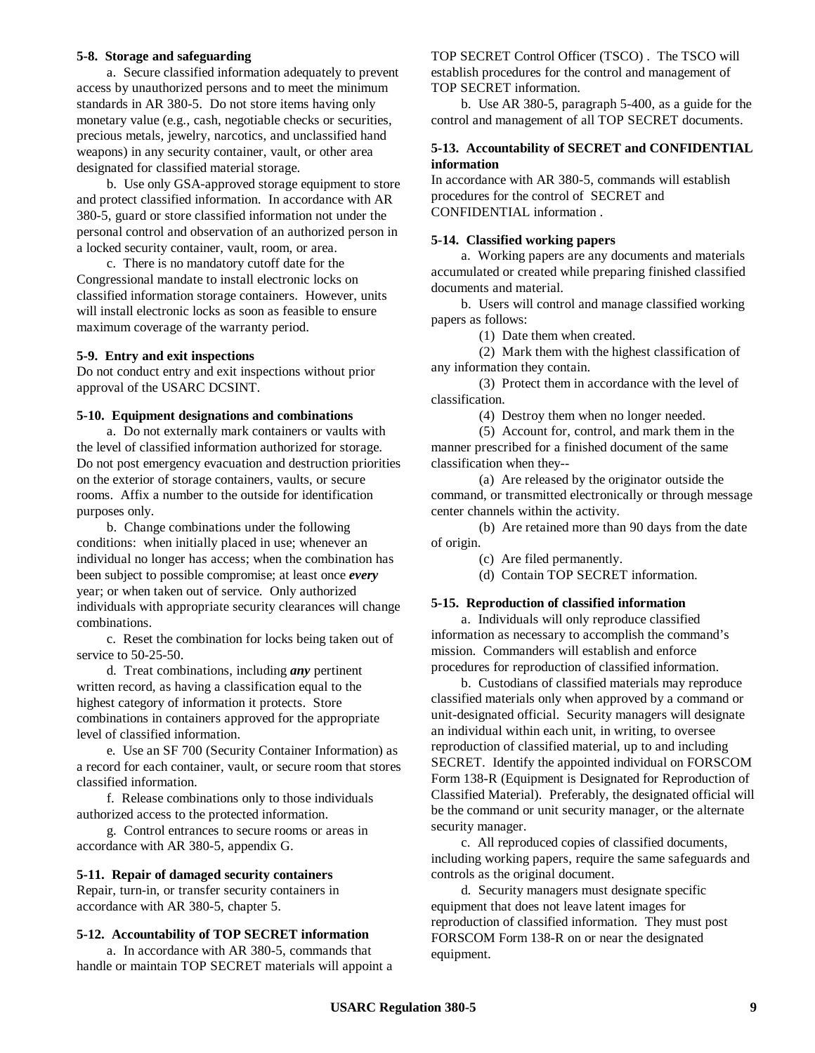**5-8. Storage and safeguarding**

a. Secure classified information adequately to prevent access by unauthorized persons and to meet the minimum standards in AR 380-5. Do not store items having only monetary value (e.g., cash, negotiable checks or securities, precious metals, jewelry, narcotics, and unclassified hand weapons) in any security container, vault, or other area designated for classified material storage.

b. Use only GSA-approved storage equipment to store and protect classified information. In accordance with AR 380-5, guard or store classified information not under the personal control and observation of an authorized person in a locked security container, vault, room, or area.

c. There is no mandatory cutoff date for the Congressional mandate to install electronic locks on classified information storage containers. However, units will install electronic locks as soon as feasible to ensure maximum coverage of the warranty period.

**5-9. Entry and exit inspections**

Do not conduct entry and exit inspections without prior approval of the USARC DCSINT.

**5-10. Equipment designations and combinations**

a. Do not externally mark containers or vaults with the level of classified information authorized for storage. Do not post emergency evacuation and destruction priorities on the exterior of storage containers, vaults, or secure rooms. Affix a number to the outside for identification purposes only.

b. Change combinations under the following conditions: when initially placed in use; whenever an individual no longer has access; when the combination has been subject to possible compromise; at least once ***every*** year; or when taken out of service. Only authorized individuals with appropriate security clearances will change combinations.

c. Reset the combination for locks being taken out of service to 50-25-50.

d. Treat combinations, including ***any*** pertinent written record, as having a classification equal to the highest category of information it protects. Store combinations in containers approved for the appropriate level of classified information.

e. Use an SF 700 (Security Container Information) as a record for each container, vault, or secure room that stores classified information.

f. Release combinations only to those individuals authorized access to the protected information.

g. Control entrances to secure rooms or areas in accordance with AR 380-5, appendix G.

**5-11. Repair of damaged security containers**

Repair, turn-in, or transfer security containers in accordance with AR 380-5, chapter 5.

**5-12. Accountability of TOP SECRET information**

a. In accordance with AR 380-5, commands that handle or maintain TOP SECRET materials will appoint a TOP SECRET Control Officer (TSCO) . The TSCO will establish procedures for the control and management of TOP SECRET information.

b. Use AR 380-5, paragraph 5-400, as a guide for the control and management of all TOP SECRET documents.

**5-13. Accountability of SECRET and CONFIDENTIAL information**

In accordance with AR 380-5, commands will establish procedures for the control of SECRET and CONFIDENTIAL information .

**5-14. Classified working papers**

a. Working papers are any documents and materials accumulated or created while preparing finished classified documents and material.

b. Users will control and manage classified working papers as follows:

(1) Date them when created.

(2) Mark them with the highest classification of any information they contain.

(3) Protect them in accordance with the level of classification.

(4) Destroy them when no longer needed.

(5) Account for, control, and mark them in the manner prescribed for a finished document of the same classification when they--

(a) Are released by the originator outside the command, or transmitted electronically or through message center channels within the activity.

(b) Are retained more than 90 days from the date of origin.

(c) Are filed permanently.

(d) Contain TOP SECRET information.

**5-15. Reproduction of classified information**

a. Individuals will only reproduce classified information as necessary to accomplish the command's mission. Commanders will establish and enforce procedures for reproduction of classified information.

b. Custodians of classified materials may reproduce classified materials only when approved by a command or unit-designated official. Security managers will designate an individual within each unit, in writing, to oversee reproduction of classified material, up to and including SECRET. Identify the appointed individual on FORSCOM Form 138-R (Equipment is Designated for Reproduction of Classified Material). Preferably, the designated official will be the command or unit security manager, or the alternate security manager.

c. All reproduced copies of classified documents, including working papers, require the same safeguards and controls as the original document.

d. Security managers must designate specific equipment that does not leave latent images for reproduction of classified information. They must post FORSCOM Form 138-R on or near the designated equipment.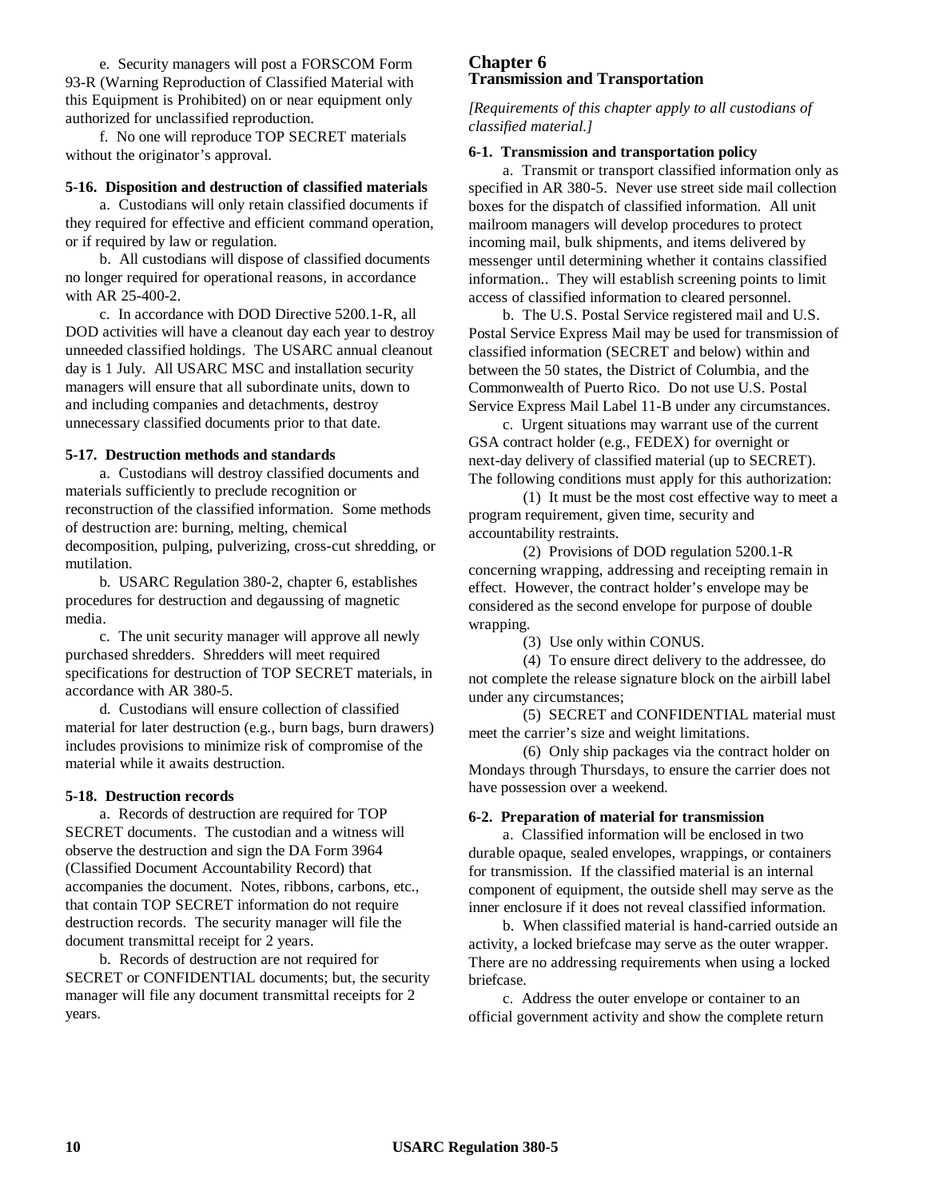e. Security managers will post a FORSCOM Form 93-R (Warning Reproduction of Classified Material with this Equipment is Prohibited) on or near equipment only authorized for unclassified reproduction.

f. No one will reproduce TOP SECRET materials without the originator's approval.

**5-16. Disposition and destruction of classified materials**

a. Custodians will only retain classified documents if they required for effective and efficient command operation, or if required by law or regulation.

b. All custodians will dispose of classified documents no longer required for operational reasons, in accordance with AR 25-400-2.

c. In accordance with DOD Directive 5200.1-R, all DOD activities will have a cleanout day each year to destroy unneeded classified holdings. The USARC annual cleanout day is 1 July. All USARC MSC and installation security managers will ensure that all subordinate units, down to and including companies and detachments, destroy unnecessary classified documents prior to that date.

**5-17. Destruction methods and standards**

a. Custodians will destroy classified documents and materials sufficiently to preclude recognition or reconstruction of the classified information. Some methods of destruction are: burning, melting, chemical decomposition, pulping, pulverizing, cross-cut shredding, or mutilation.

b. USARC Regulation 380-2, chapter 6, establishes procedures for destruction and degaussing of magnetic media.

c. The unit security manager will approve all newly purchased shredders. Shredders will meet required specifications for destruction of TOP SECRET materials, in accordance with AR 380-5.

d. Custodians will ensure collection of classified material for later destruction (e.g., burn bags, burn drawers) includes provisions to minimize risk of compromise of the material while it awaits destruction.

**5-18. Destruction records**

a. Records of destruction are required for TOP SECRET documents. The custodian and a witness will observe the destruction and sign the DA Form 3964 (Classified Document Accountability Record) that accompanies the document. Notes, ribbons, carbons, etc., that contain TOP SECRET information do not require destruction records. The security manager will file the document transmittal receipt for 2 years.

b. Records of destruction are not required for SECRET or CONFIDENTIAL documents; but, the security manager will file any document transmittal receipts for 2 years.

## Chapter 6
## Transmission and Transportation

*[Requirements of this chapter apply to all custodians of classified material.]*

**6-1. Transmission and transportation policy**

a. Transmit or transport classified information only as specified in AR 380-5. Never use street side mail collection boxes for the dispatch of classified information. All unit mailroom managers will develop procedures to protect incoming mail, bulk shipments, and items delivered by messenger until determining whether it contains classified information.. They will establish screening points to limit access of classified information to cleared personnel.

b. The U.S. Postal Service registered mail and U.S. Postal Service Express Mail may be used for transmission of classified information (SECRET and below) within and between the 50 states, the District of Columbia, and the Commonwealth of Puerto Rico. Do not use U.S. Postal Service Express Mail Label 11-B under any circumstances.

c. Urgent situations may warrant use of the current GSA contract holder (e.g., FEDEX) for overnight or next-day delivery of classified material (up to SECRET). The following conditions must apply for this authorization:

(1) It must be the most cost effective way to meet a program requirement, given time, security and accountability restraints.

(2) Provisions of DOD regulation 5200.1-R concerning wrapping, addressing and receipting remain in effect. However, the contract holder's envelope may be considered as the second envelope for purpose of double wrapping.

(3) Use only within CONUS.

(4) To ensure direct delivery to the addressee, do not complete the release signature block on the airbill label under any circumstances;

(5) SECRET and CONFIDENTIAL material must meet the carrier's size and weight limitations.

(6) Only ship packages via the contract holder on Mondays through Thursdays, to ensure the carrier does not have possession over a weekend.

**6-2. Preparation of material for transmission**

a. Classified information will be enclosed in two durable opaque, sealed envelopes, wrappings, or containers for transmission. If the classified material is an internal component of equipment, the outside shell may serve as the inner enclosure if it does not reveal classified information.

b. When classified material is hand-carried outside an activity, a locked briefcase may serve as the outer wrapper. There are no addressing requirements when using a locked briefcase.

c. Address the outer envelope or container to an official government activity and show the complete return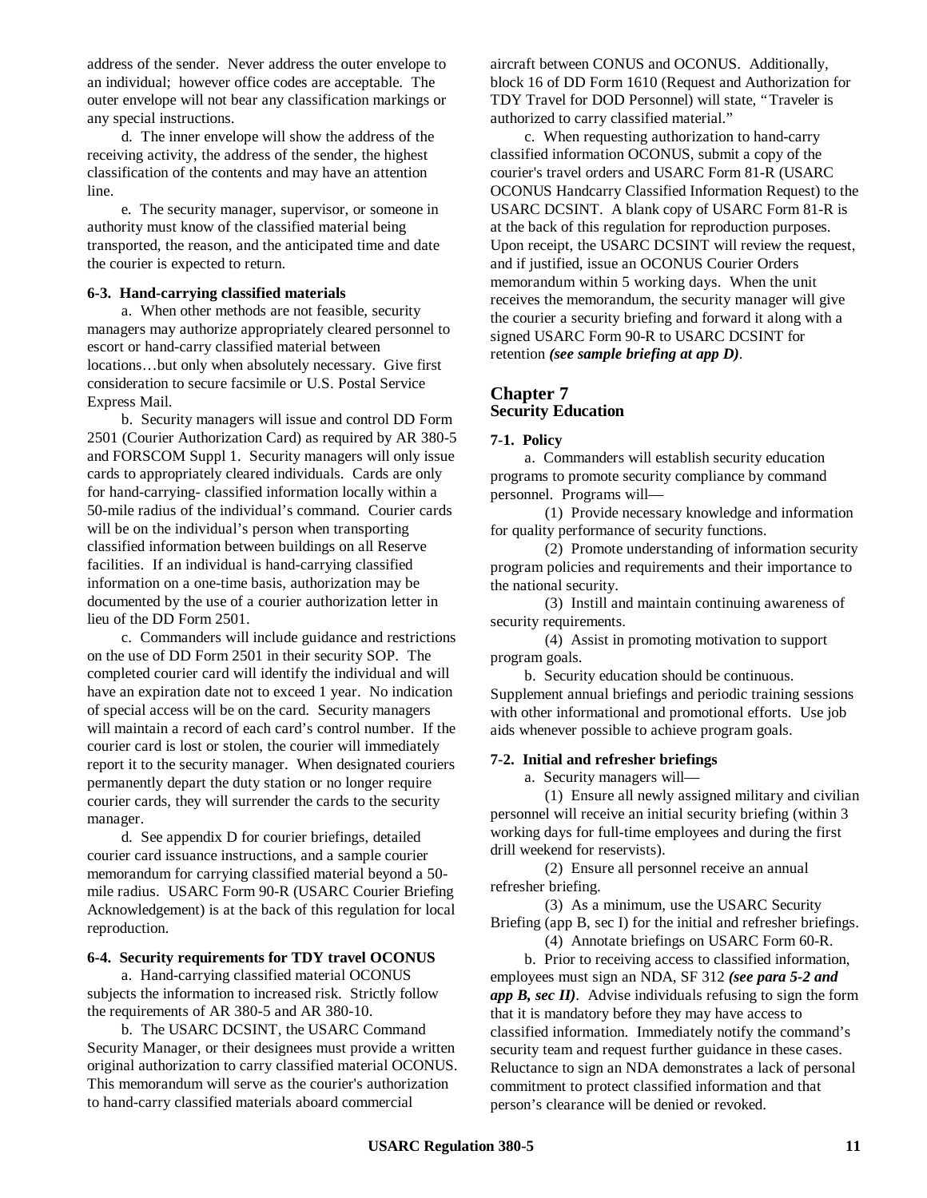address of the sender. Never address the outer envelope to an individual; however office codes are acceptable. The outer envelope will not bear any classification markings or any special instructions.

d. The inner envelope will show the address of the receiving activity, the address of the sender, the highest classification of the contents and may have an attention line.

e. The security manager, supervisor, or someone in authority must know of the classified material being transported, the reason, and the anticipated time and date the courier is expected to return.

**6-3. Hand-carrying classified materials**

a. When other methods are not feasible, security managers may authorize appropriately cleared personnel to escort or hand-carry classified material between locations…but only when absolutely necessary. Give first consideration to secure facsimile or U.S. Postal Service Express Mail.

b. Security managers will issue and control DD Form 2501 (Courier Authorization Card) as required by AR 380-5 and FORSCOM Suppl 1. Security managers will only issue cards to appropriately cleared individuals. Cards are only for hand-carrying- classified information locally within a 50-mile radius of the individual's command. Courier cards will be on the individual's person when transporting classified information between buildings on all Reserve facilities. If an individual is hand-carrying classified information on a one-time basis, authorization may be documented by the use of a courier authorization letter in lieu of the DD Form 2501.

c. Commanders will include guidance and restrictions on the use of DD Form 2501 in their security SOP. The completed courier card will identify the individual and will have an expiration date not to exceed 1 year. No indication of special access will be on the card. Security managers will maintain a record of each card's control number. If the courier card is lost or stolen, the courier will immediately report it to the security manager. When designated couriers permanently depart the duty station or no longer require courier cards, they will surrender the cards to the security manager.

d. See appendix D for courier briefings, detailed courier card issuance instructions, and a sample courier memorandum for carrying classified material beyond a 50-mile radius. USARC Form 90-R (USARC Courier Briefing Acknowledgement) is at the back of this regulation for local reproduction.

**6-4. Security requirements for TDY travel OCONUS**

a. Hand-carrying classified material OCONUS subjects the information to increased risk. Strictly follow the requirements of AR 380-5 and AR 380-10.

b. The USARC DCSINT, the USARC Command Security Manager, or their designees must provide a written original authorization to carry classified material OCONUS. This memorandum will serve as the courier's authorization to hand-carry classified materials aboard commercial aircraft between CONUS and OCONUS. Additionally, block 16 of DD Form 1610 (Request and Authorization for TDY Travel for DOD Personnel) will state, "Traveler is authorized to carry classified material."

c. When requesting authorization to hand-carry classified information OCONUS, submit a copy of the courier's travel orders and USARC Form 81-R (USARC OCONUS Handcarry Classified Information Request) to the USARC DCSINT. A blank copy of USARC Form 81-R is at the back of this regulation for reproduction purposes. Upon receipt, the USARC DCSINT will review the request, and if justified, issue an OCONUS Courier Orders memorandum within 5 working days. When the unit receives the memorandum, the security manager will give the courier a security briefing and forward it along with a signed USARC Form 90-R to USARC DCSINT for retention ***(see sample briefing at app D)***.

## Chapter 7
## Security Education

**7-1. Policy**

a. Commanders will establish security education programs to promote security compliance by command personnel. Programs will—

(1) Provide necessary knowledge and information for quality performance of security functions.

(2) Promote understanding of information security program policies and requirements and their importance to the national security.

(3) Instill and maintain continuing awareness of security requirements.

(4) Assist in promoting motivation to support program goals.

b. Security education should be continuous. Supplement annual briefings and periodic training sessions with other informational and promotional efforts. Use job aids whenever possible to achieve program goals.

**7-2. Initial and refresher briefings**

a. Security managers will—

(1) Ensure all newly assigned military and civilian personnel will receive an initial security briefing (within 3 working days for full-time employees and during the first drill weekend for reservists).

(2) Ensure all personnel receive an annual refresher briefing.

(3) As a minimum, use the USARC Security Briefing (app B, sec I) for the initial and refresher briefings.

(4) Annotate briefings on USARC Form 60-R.

b. Prior to receiving access to classified information, employees must sign an NDA, SF 312 ***(see para 5-2 and app B, sec II)***. Advise individuals refusing to sign the form that it is mandatory before they may have access to classified information. Immediately notify the command's security team and request further guidance in these cases. Reluctance to sign an NDA demonstrates a lack of personal commitment to protect classified information and that person's clearance will be denied or revoked.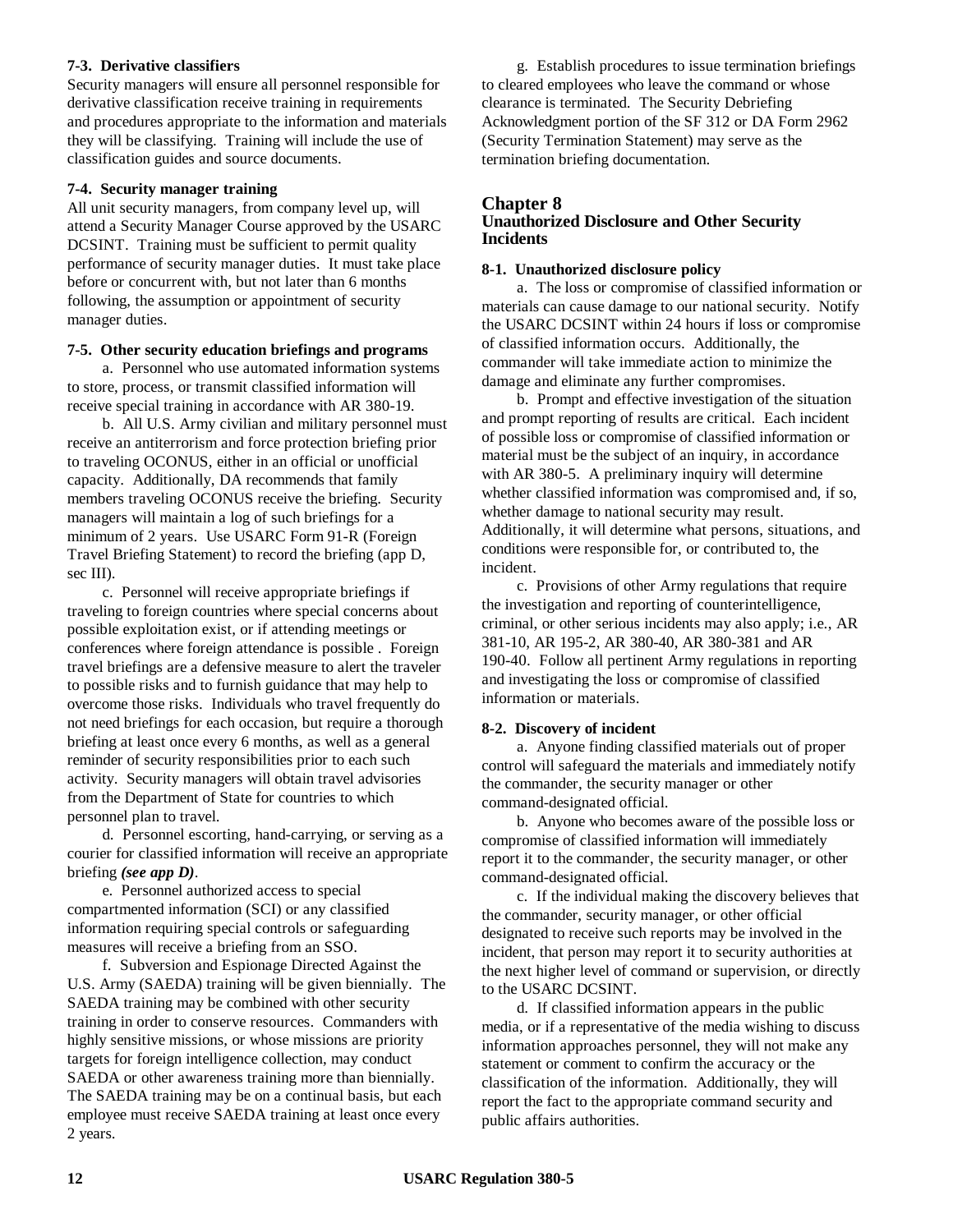**7-3. Derivative classifiers**
Security managers will ensure all personnel responsible for derivative classification receive training in requirements and procedures appropriate to the information and materials they will be classifying. Training will include the use of classification guides and source documents.

**7-4. Security manager training**
All unit security managers, from company level up, will attend a Security Manager Course approved by the USARC DCSINT. Training must be sufficient to permit quality performance of security manager duties. It must take place before or concurrent with, but not later than 6 months following, the assumption or appointment of security manager duties.

**7-5. Other security education briefings and programs**

a. Personnel who use automated information systems to store, process, or transmit classified information will receive special training in accordance with AR 380-19.

b. All U.S. Army civilian and military personnel must receive an antiterrorism and force protection briefing prior to traveling OCONUS, either in an official or unofficial capacity. Additionally, DA recommends that family members traveling OCONUS receive the briefing. Security managers will maintain a log of such briefings for a minimum of 2 years. Use USARC Form 91-R (Foreign Travel Briefing Statement) to record the briefing (app D, sec III).

c. Personnel will receive appropriate briefings if traveling to foreign countries where special concerns about possible exploitation exist, or if attending meetings or conferences where foreign attendance is possible . Foreign travel briefings are a defensive measure to alert the traveler to possible risks and to furnish guidance that may help to overcome those risks. Individuals who travel frequently do not need briefings for each occasion, but require a thorough briefing at least once every 6 months, as well as a general reminder of security responsibilities prior to each such activity. Security managers will obtain travel advisories from the Department of State for countries to which personnel plan to travel.

d. Personnel escorting, hand-carrying, or serving as a courier for classified information will receive an appropriate briefing ***(see app D)***.

e. Personnel authorized access to special compartmented information (SCI) or any classified information requiring special controls or safeguarding measures will receive a briefing from an SSO.

f. Subversion and Espionage Directed Against the U.S. Army (SAEDA) training will be given biennially. The SAEDA training may be combined with other security training in order to conserve resources. Commanders with highly sensitive missions, or whose missions are priority targets for foreign intelligence collection, may conduct SAEDA or other awareness training more than biennially. The SAEDA training may be on a continual basis, but each employee must receive SAEDA training at least once every 2 years.

g. Establish procedures to issue termination briefings to cleared employees who leave the command or whose clearance is terminated. The Security Debriefing Acknowledgment portion of the SF 312 or DA Form 2962 (Security Termination Statement) may serve as the termination briefing documentation.

## Chapter 8
## Unauthorized Disclosure and Other Security Incidents

**8-1. Unauthorized disclosure policy**

a. The loss or compromise of classified information or materials can cause damage to our national security. Notify the USARC DCSINT within 24 hours if loss or compromise of classified information occurs. Additionally, the commander will take immediate action to minimize the damage and eliminate any further compromises.

b. Prompt and effective investigation of the situation and prompt reporting of results are critical. Each incident of possible loss or compromise of classified information or material must be the subject of an inquiry, in accordance with AR 380-5. A preliminary inquiry will determine whether classified information was compromised and, if so, whether damage to national security may result. Additionally, it will determine what persons, situations, and conditions were responsible for, or contributed to, the incident.

c. Provisions of other Army regulations that require the investigation and reporting of counterintelligence, criminal, or other serious incidents may also apply; i.e., AR 381-10, AR 195-2, AR 380-40, AR 380-381 and AR 190-40. Follow all pertinent Army regulations in reporting and investigating the loss or compromise of classified information or materials.

**8-2. Discovery of incident**

a. Anyone finding classified materials out of proper control will safeguard the materials and immediately notify the commander, the security manager or other command-designated official.

b. Anyone who becomes aware of the possible loss or compromise of classified information will immediately report it to the commander, the security manager, or other command-designated official.

c. If the individual making the discovery believes that the commander, security manager, or other official designated to receive such reports may be involved in the incident, that person may report it to security authorities at the next higher level of command or supervision, or directly to the USARC DCSINT.

d. If classified information appears in the public media, or if a representative of the media wishing to discuss information approaches personnel, they will not make any statement or comment to confirm the accuracy or the classification of the information. Additionally, they will report the fact to the appropriate command security and public affairs authorities.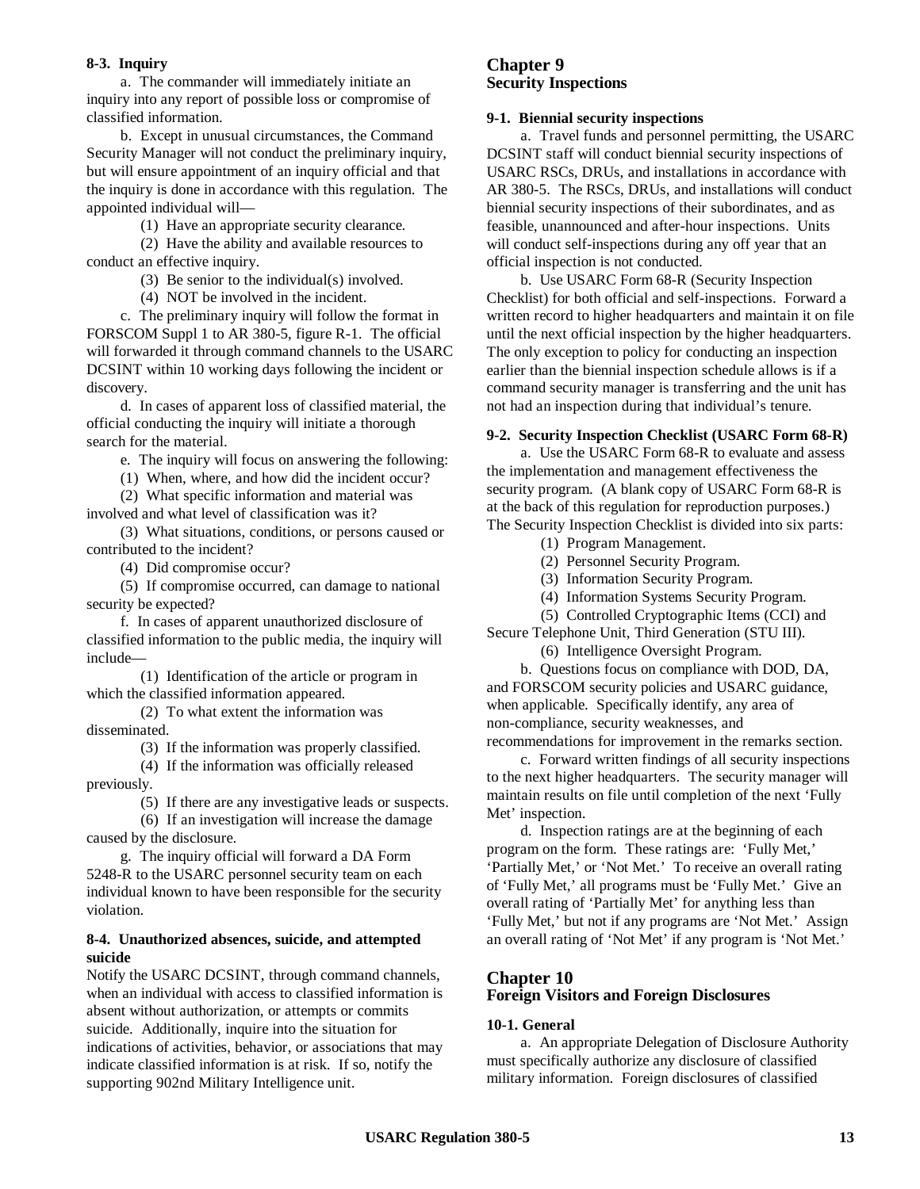**8-3. Inquiry**

a. The commander will immediately initiate an inquiry into any report of possible loss or compromise of classified information.

b. Except in unusual circumstances, the Command Security Manager will not conduct the preliminary inquiry, but will ensure appointment of an inquiry official and that the inquiry is done in accordance with this regulation. The appointed individual will—

(1) Have an appropriate security clearance.

(2) Have the ability and available resources to conduct an effective inquiry.

(3) Be senior to the individual(s) involved.

(4) NOT be involved in the incident.

c. The preliminary inquiry will follow the format in FORSCOM Suppl 1 to AR 380-5, figure R-1. The official will forwarded it through command channels to the USARC DCSINT within 10 working days following the incident or discovery.

d. In cases of apparent loss of classified material, the official conducting the inquiry will initiate a thorough search for the material.

e. The inquiry will focus on answering the following:

(1) When, where, and how did the incident occur?

(2) What specific information and material was involved and what level of classification was it?

(3) What situations, conditions, or persons caused or contributed to the incident?

(4) Did compromise occur?

(5) If compromise occurred, can damage to national security be expected?

f. In cases of apparent unauthorized disclosure of classified information to the public media, the inquiry will include—

(1) Identification of the article or program in which the classified information appeared.

(2) To what extent the information was disseminated.

(3) If the information was properly classified.

(4) If the information was officially released previously.

(5) If there are any investigative leads or suspects.

(6) If an investigation will increase the damage caused by the disclosure.

g. The inquiry official will forward a DA Form 5248-R to the USARC personnel security team on each individual known to have been responsible for the security violation.

**8-4. Unauthorized absences, suicide, and attempted suicide**

Notify the USARC DCSINT, through command channels, when an individual with access to classified information is absent without authorization, or attempts or commits suicide. Additionally, inquire into the situation for indications of activities, behavior, or associations that may indicate classified information is at risk. If so, notify the supporting 902nd Military Intelligence unit.

## Chapter 9
## Security Inspections

**9-1. Biennial security inspections**

a. Travel funds and personnel permitting, the USARC DCSINT staff will conduct biennial security inspections of USARC RSCs, DRUs, and installations in accordance with AR 380-5. The RSCs, DRUs, and installations will conduct biennial security inspections of their subordinates, and as feasible, unannounced and after-hour inspections. Units will conduct self-inspections during any off year that an official inspection is not conducted.

b. Use USARC Form 68-R (Security Inspection Checklist) for both official and self-inspections. Forward a written record to higher headquarters and maintain it on file until the next official inspection by the higher headquarters. The only exception to policy for conducting an inspection earlier than the biennial inspection schedule allows is if a command security manager is transferring and the unit has not had an inspection during that individual's tenure.

**9-2. Security Inspection Checklist (USARC Form 68-R)**

a. Use the USARC Form 68-R to evaluate and assess the implementation and management effectiveness the security program. (A blank copy of USARC Form 68-R is at the back of this regulation for reproduction purposes.) The Security Inspection Checklist is divided into six parts:

(1) Program Management.

(2) Personnel Security Program.

(3) Information Security Program.

(4) Information Systems Security Program.

(5) Controlled Cryptographic Items (CCI) and Secure Telephone Unit, Third Generation (STU III).

(6) Intelligence Oversight Program.

b. Questions focus on compliance with DOD, DA, and FORSCOM security policies and USARC guidance, when applicable. Specifically identify, any area of non-compliance, security weaknesses, and recommendations for improvement in the remarks section.

c. Forward written findings of all security inspections to the next higher headquarters. The security manager will maintain results on file until completion of the next 'Fully Met' inspection.

d. Inspection ratings are at the beginning of each program on the form. These ratings are: 'Fully Met,' 'Partially Met,' or 'Not Met.' To receive an overall rating of 'Fully Met,' all programs must be 'Fully Met.' Give an overall rating of 'Partially Met' for anything less than 'Fully Met,' but not if any programs are 'Not Met.' Assign an overall rating of 'Not Met' if any program is 'Not Met.'

## Chapter 10
## Foreign Visitors and Foreign Disclosures

**10-1. General**

a. An appropriate Delegation of Disclosure Authority must specifically authorize any disclosure of classified military information. Foreign disclosures of classified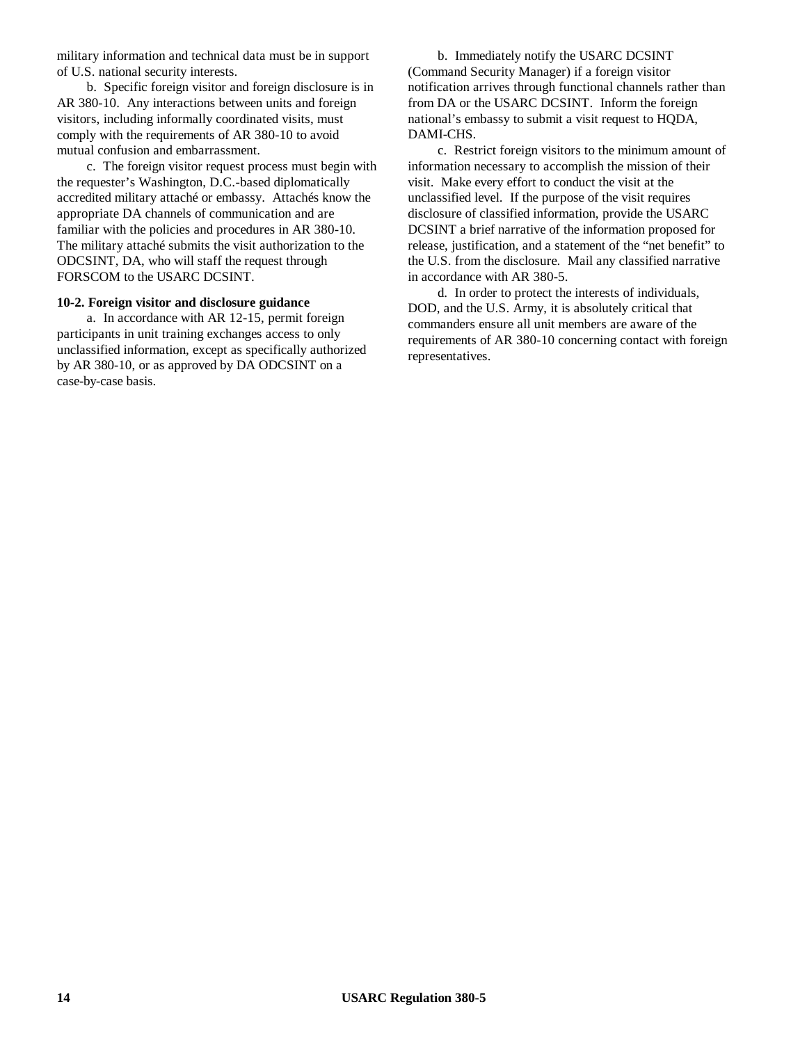military information and technical data must be in support of U.S. national security interests.

b. Specific foreign visitor and foreign disclosure is in AR 380-10. Any interactions between units and foreign visitors, including informally coordinated visits, must comply with the requirements of AR 380-10 to avoid mutual confusion and embarrassment.

c. The foreign visitor request process must begin with the requester's Washington, D.C.-based diplomatically accredited military attaché or embassy. Attachés know the appropriate DA channels of communication and are familiar with the policies and procedures in AR 380-10. The military attaché submits the visit authorization to the ODCSINT, DA, who will staff the request through FORSCOM to the USARC DCSINT.

**10-2. Foreign visitor and disclosure guidance**

a. In accordance with AR 12-15, permit foreign participants in unit training exchanges access to only unclassified information, except as specifically authorized by AR 380-10, or as approved by DA ODCSINT on a case-by-case basis.

b. Immediately notify the USARC DCSINT (Command Security Manager) if a foreign visitor notification arrives through functional channels rather than from DA or the USARC DCSINT. Inform the foreign national's embassy to submit a visit request to HQDA, DAMI-CHS.

c. Restrict foreign visitors to the minimum amount of information necessary to accomplish the mission of their visit. Make every effort to conduct the visit at the unclassified level. If the purpose of the visit requires disclosure of classified information, provide the USARC DCSINT a brief narrative of the information proposed for release, justification, and a statement of the "net benefit" to the U.S. from the disclosure. Mail any classified narrative in accordance with AR 380-5.

d. In order to protect the interests of individuals, DOD, and the U.S. Army, it is absolutely critical that commanders ensure all unit members are aware of the requirements of AR 380-10 concerning contact with foreign representatives.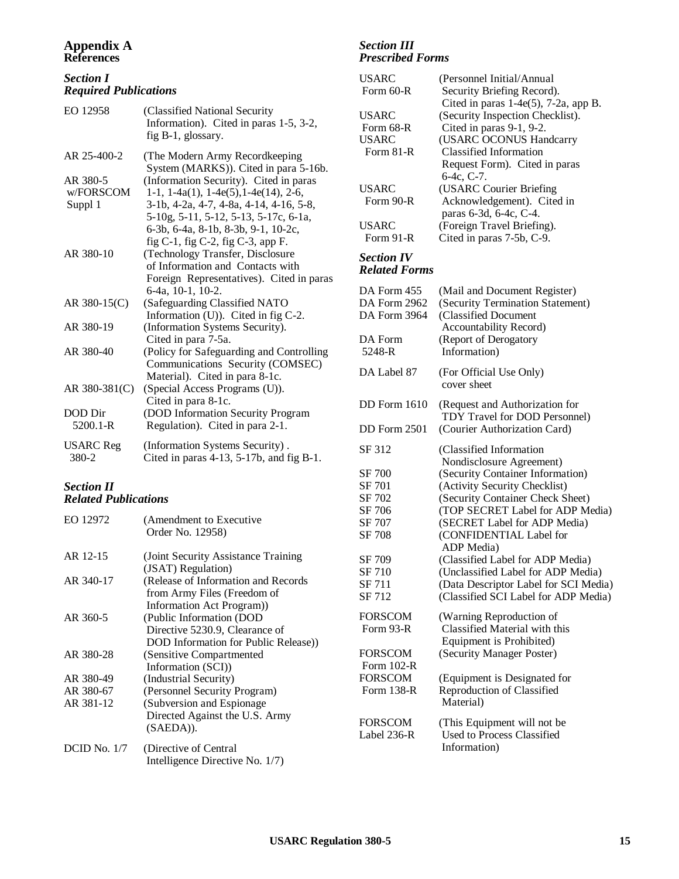# Appendix A
## References

### *Section I*
### *Required Publications*

| | |
|---|---|
| EO 12958 | (Classified National Security Information). Cited in paras 1-5, 3-2, fig B-1, glossary. |
| AR 25-400-2 | (The Modern Army Recordkeeping System (MARKS)). Cited in para 5-16b. |
| AR 380-5 w/FORSCOM Suppl 1 | (Information Security). Cited in paras 1-1, 1-4a(1), 1-4e(5),1-4e(14), 2-6, 3-1b, 4-2a, 4-7, 4-8a, 4-14, 4-16, 5-8, 5-10g, 5-11, 5-12, 5-13, 5-17c, 6-1a, 6-3b, 6-4a, 8-1b, 8-3b, 9-1, 10-2c, fig C-1, fig C-2, fig C-3, app F. |
| AR 380-10 | (Technology Transfer, Disclosure of Information and Contacts with Foreign Representatives). Cited in paras 6-4a, 10-1, 10-2. |
| AR 380-15(C) | (Safeguarding Classified NATO Information (U)). Cited in fig C-2. |
| AR 380-19 | (Information Systems Security). Cited in para 7-5a. |
| AR 380-40 | (Policy for Safeguarding and Controlling Communications Security (COMSEC) Material). Cited in para 8-1c. |
| AR 380-381(C) | (Special Access Programs (U)). Cited in para 8-1c. |
| DOD Dir 5200.1-R | (DOD Information Security Program Regulation). Cited in para 2-1. |
| USARC Reg 380-2 | (Information Systems Security) . Cited in paras 4-13, 5-17b, and fig B-1. |

### *Section II*
### *Related Publications*

| | |
|---|---|
| EO 12972 | (Amendment to Executive Order No. 12958) |
| AR 12-15 | (Joint Security Assistance Training (JSAT) Regulation) |
| AR 340-17 | (Release of Information and Records from Army Files (Freedom of Information Act Program)) |
| AR 360-5 | (Public Information (DOD Directive 5230.9, Clearance of DOD Information for Public Release)) |
| AR 380-28 | (Sensitive Compartmented Information (SCI)) |
| AR 380-49 | (Industrial Security) |
| AR 380-67 | (Personnel Security Program) |
| AR 381-12 | (Subversion and Espionage Directed Against the U.S. Army (SAEDA)). |
| DCID No. 1/7 | (Directive of Central Intelligence Directive No. 1/7) |

### *Section III*
### *Prescribed Forms*

| | |
|---|---|
| USARC Form 60-R | (Personnel Initial/Annual Security Briefing Record). Cited in paras 1-4e(5), 7-2a, app B. |
| USARC Form 68-R | (Security Inspection Checklist). Cited in paras 9-1, 9-2. |
| USARC Form 81-R | (USARC OCONUS Handcarry Classified Information Request Form). Cited in paras 6-4c, C-7. |
| USARC Form 90-R | (USARC Courier Briefing Acknowledgement). Cited in paras 6-3d, 6-4c, C-4. |
| USARC Form 91-R | (Foreign Travel Briefing). Cited in paras 7-5b, C-9. |

### *Section IV*
### *Related Forms*

| | |
|---|---|
| DA Form 455 | (Mail and Document Register) |
| DA Form 2962 | (Security Termination Statement) |
| DA Form 3964 | (Classified Document Accountability Record) |
| DA Form 5248-R | (Report of Derogatory Information) |
| DA Label 87 | (For Official Use Only) cover sheet |
| DD Form 1610 | (Request and Authorization for TDY Travel for DOD Personnel) |
| DD Form 2501 | (Courier Authorization Card) |
| SF 312 | (Classified Information Nondisclosure Agreement) |
| SF 700 | (Security Container Information) |
| SF 701 | (Activity Security Checklist) |
| SF 702 | (Security Container Check Sheet) |
| SF 706 | (TOP SECRET Label for ADP Media) |
| SF 707 | (SECRET Label for ADP Media) |
| SF 708 | (CONFIDENTIAL Label for ADP Media) |
| SF 709 | (Classified Label for ADP Media) |
| SF 710 | (Unclassified Label for ADP Media) |
| SF 711 | (Data Descriptor Label for SCI Media) |
| SF 712 | (Classified SCI Label for ADP Media) |
| FORSCOM Form 93-R | (Warning Reproduction of Classified Material with this Equipment is Prohibited) |
| FORSCOM Form 102-R | (Security Manager Poster) |
| FORSCOM Form 138-R | (Equipment is Designated for Reproduction of Classified Material) |
| FORSCOM Label 236-R | (This Equipment will not be Used to Process Classified Information) |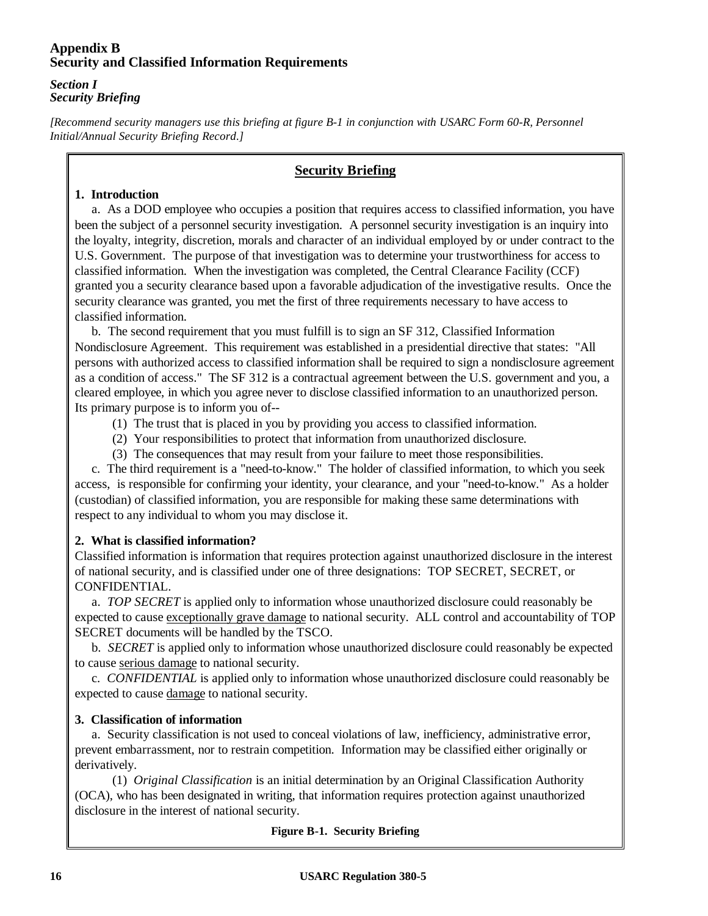# Appendix B
# Security and Classified Information Requirements

## *Section I*
## *Security Briefing*

*[Recommend security managers use this briefing at figure B-1 in conjunction with USARC Form 60-R, Personnel Initial/Annual Security Briefing Record.]*

### Security Briefing

**1. Introduction**

a. As a DOD employee who occupies a position that requires access to classified information, you have been the subject of a personnel security investigation. A personnel security investigation is an inquiry into the loyalty, integrity, discretion, morals and character of an individual employed by or under contract to the U.S. Government. The purpose of that investigation was to determine your trustworthiness for access to classified information. When the investigation was completed, the Central Clearance Facility (CCF) granted you a security clearance based upon a favorable adjudication of the investigative results. Once the security clearance was granted, you met the first of three requirements necessary to have access to classified information.

b. The second requirement that you must fulfill is to sign an SF 312, Classified Information Nondisclosure Agreement. This requirement was established in a presidential directive that states: "All persons with authorized access to classified information shall be required to sign a nondisclosure agreement as a condition of access." The SF 312 is a contractual agreement between the U.S. government and you, a cleared employee, in which you agree never to disclose classified information to an unauthorized person. Its primary purpose is to inform you of--

(1) The trust that is placed in you by providing you access to classified information.

(2) Your responsibilities to protect that information from unauthorized disclosure.

(3) The consequences that may result from your failure to meet those responsibilities.

c. The third requirement is a "need-to-know." The holder of classified information, to which you seek access, is responsible for confirming your identity, your clearance, and your "need-to-know." As a holder (custodian) of classified information, you are responsible for making these same determinations with respect to any individual to whom you may disclose it.

**2. What is classified information?**

Classified information is information that requires protection against unauthorized disclosure in the interest of national security, and is classified under one of three designations: TOP SECRET, SECRET, or CONFIDENTIAL.

a. *TOP SECRET* is applied only to information whose unauthorized disclosure could reasonably be expected to cause exceptionally grave damage to national security. ALL control and accountability of TOP SECRET documents will be handled by the TSCO.

b. *SECRET* is applied only to information whose unauthorized disclosure could reasonably be expected to cause serious damage to national security.

c. *CONFIDENTIAL* is applied only to information whose unauthorized disclosure could reasonably be expected to cause damage to national security.

**3. Classification of information**

a. Security classification is not used to conceal violations of law, inefficiency, administrative error, prevent embarrassment, nor to restrain competition. Information may be classified either originally or derivatively.

(1) *Original Classification* is an initial determination by an Original Classification Authority (OCA), who has been designated in writing, that information requires protection against unauthorized disclosure in the interest of national security.

**Figure B-1. Security Briefing**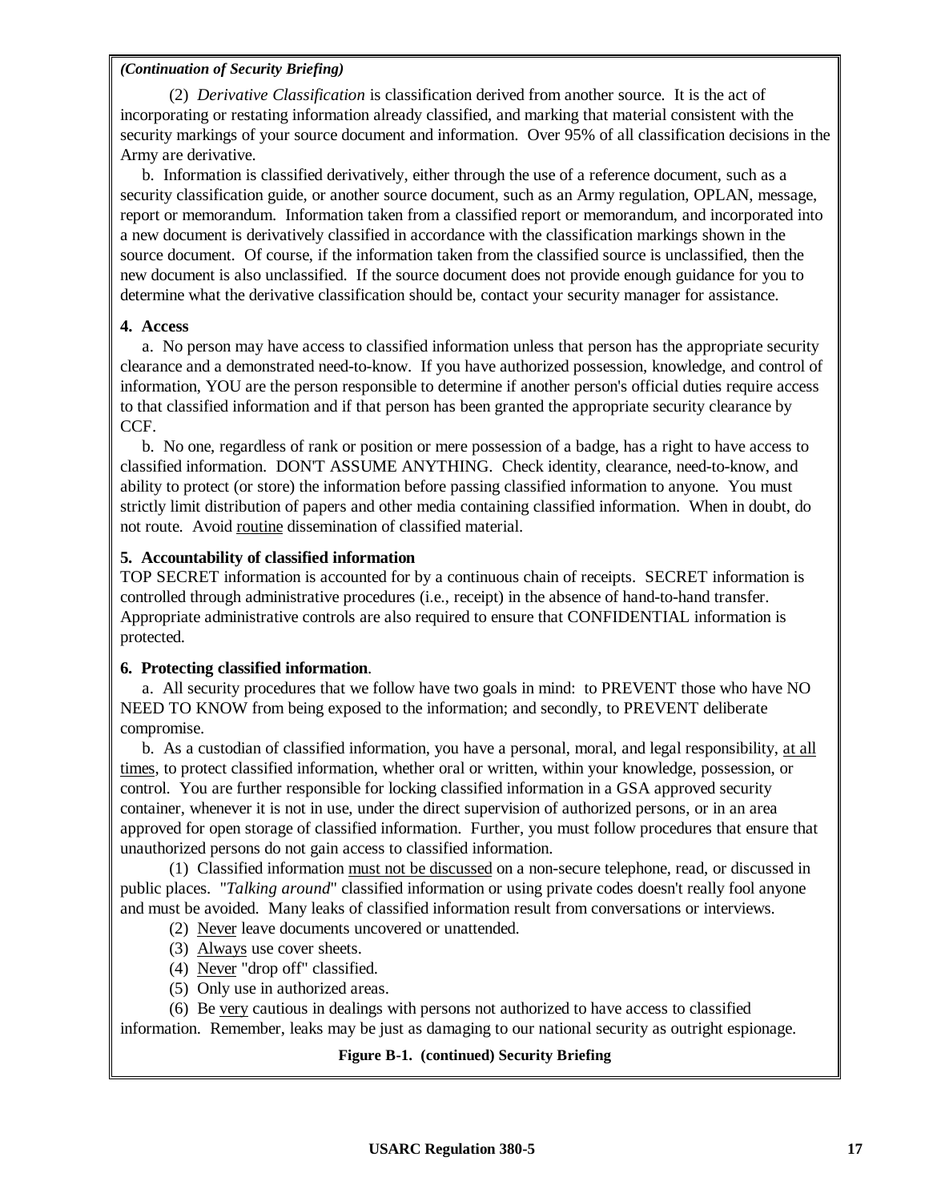*(Continuation of Security Briefing)*

(2) *Derivative Classification* is classification derived from another source. It is the act of incorporating or restating information already classified, and marking that material consistent with the security markings of your source document and information. Over 95% of all classification decisions in the Army are derivative.

b. Information is classified derivatively, either through the use of a reference document, such as a security classification guide, or another source document, such as an Army regulation, OPLAN, message, report or memorandum. Information taken from a classified report or memorandum, and incorporated into a new document is derivatively classified in accordance with the classification markings shown in the source document. Of course, if the information taken from the classified source is unclassified, then the new document is also unclassified. If the source document does not provide enough guidance for you to determine what the derivative classification should be, contact your security manager for assistance.

**4. Access**

a. No person may have access to classified information unless that person has the appropriate security clearance and a demonstrated need-to-know. If you have authorized possession, knowledge, and control of information, YOU are the person responsible to determine if another person's official duties require access to that classified information and if that person has been granted the appropriate security clearance by CCF.

b. No one, regardless of rank or position or mere possession of a badge, has a right to have access to classified information. DON'T ASSUME ANYTHING. Check identity, clearance, need-to-know, and ability to protect (or store) the information before passing classified information to anyone. You must strictly limit distribution of papers and other media containing classified information. When in doubt, do not route. Avoid <u>routine</u> dissemination of classified material.

**5. Accountability of classified information**

TOP SECRET information is accounted for by a continuous chain of receipts. SECRET information is controlled through administrative procedures (i.e., receipt) in the absence of hand-to-hand transfer. Appropriate administrative controls are also required to ensure that CONFIDENTIAL information is protected.

**6. Protecting classified information**.

a. All security procedures that we follow have two goals in mind: to PREVENT those who have NO NEED TO KNOW from being exposed to the information; and secondly, to PREVENT deliberate compromise.

b. As a custodian of classified information, you have a personal, moral, and legal responsibility, <u>at all times</u>, to protect classified information, whether oral or written, within your knowledge, possession, or control. You are further responsible for locking classified information in a GSA approved security container, whenever it is not in use, under the direct supervision of authorized persons, or in an area approved for open storage of classified information. Further, you must follow procedures that ensure that unauthorized persons do not gain access to classified information.

(1) Classified information <u>must not be discussed</u> on a non-secure telephone, read, or discussed in public places. "*Talking around*" classified information or using private codes doesn't really fool anyone and must be avoided. Many leaks of classified information result from conversations or interviews.

(2) <u>Never</u> leave documents uncovered or unattended.

(3) <u>Always</u> use cover sheets.

(4) <u>Never</u> "drop off" classified.

(5) Only use in authorized areas.

(6) Be <u>very</u> cautious in dealings with persons not authorized to have access to classified information. Remember, leaks may be just as damaging to our national security as outright espionage.

**Figure B-1. (continued) Security Briefing**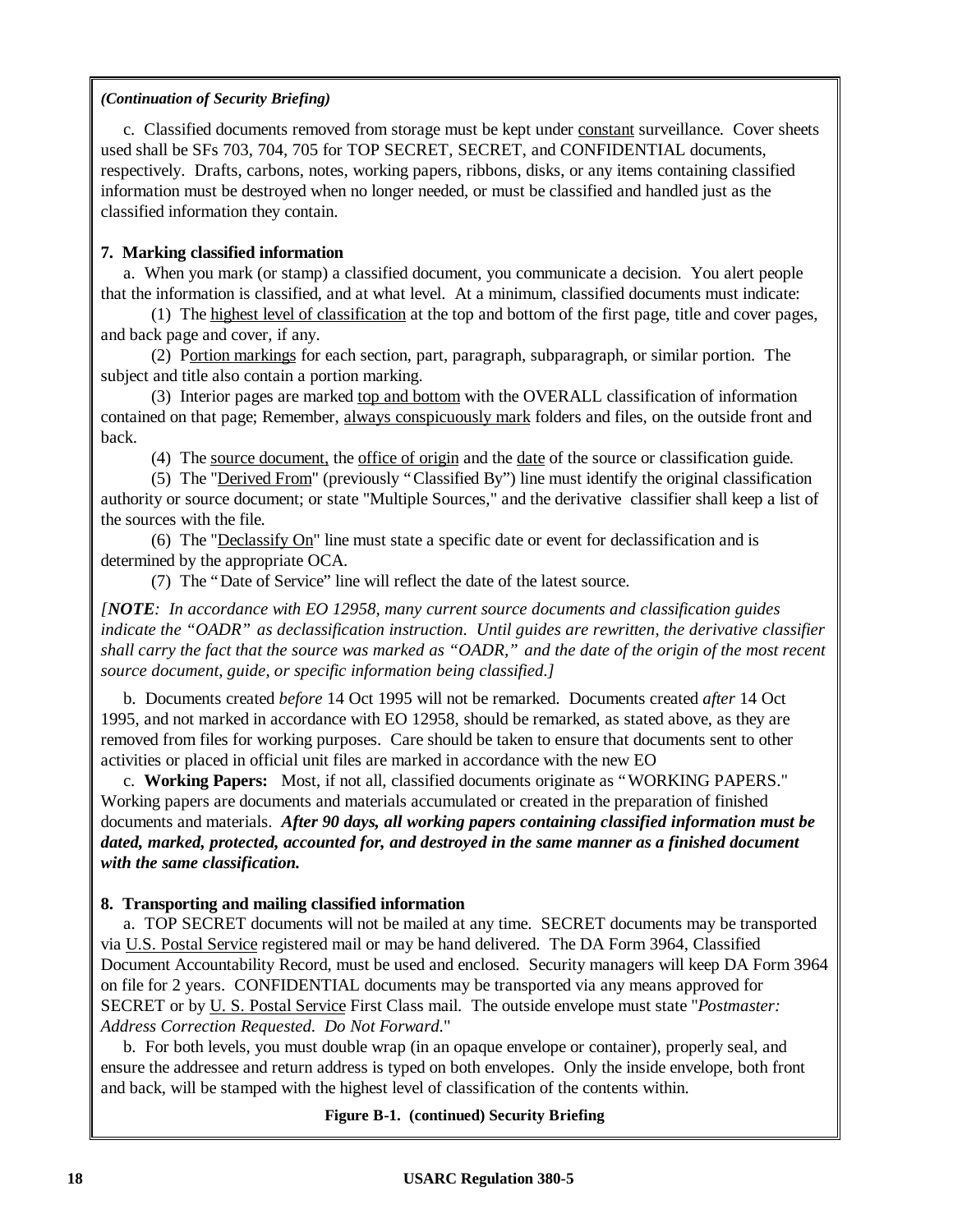*(Continuation of Security Briefing)*

c. Classified documents removed from storage must be kept under constant surveillance. Cover sheets used shall be SFs 703, 704, 705 for TOP SECRET, SECRET, and CONFIDENTIAL documents, respectively. Drafts, carbons, notes, working papers, ribbons, disks, or any items containing classified information must be destroyed when no longer needed, or must be classified and handled just as the classified information they contain.

**7. Marking classified information**

a. When you mark (or stamp) a classified document, you communicate a decision. You alert people that the information is classified, and at what level. At a minimum, classified documents must indicate:

(1) The highest level of classification at the top and bottom of the first page, title and cover pages, and back page and cover, if any.

(2) Portion markings for each section, part, paragraph, subparagraph, or similar portion. The subject and title also contain a portion marking.

(3) Interior pages are marked top and bottom with the OVERALL classification of information contained on that page; Remember, always conspicuously mark folders and files, on the outside front and back.

(4) The source document, the office of origin and the date of the source or classification guide.

(5) The "Derived From" (previously "Classified By") line must identify the original classification authority or source document; or state "Multiple Sources," and the derivative classifier shall keep a list of the sources with the file.

(6) The "Declassify On" line must state a specific date or event for declassification and is determined by the appropriate OCA.

(7) The "Date of Service" line will reflect the date of the latest source.

*[**NOTE**: In accordance with EO 12958, many current source documents and classification guides indicate the "OADR" as declassification instruction. Until guides are rewritten, the derivative classifier shall carry the fact that the source was marked as "OADR," and the date of the origin of the most recent source document, guide, or specific information being classified.]*

b. Documents created *before* 14 Oct 1995 will not be remarked. Documents created *after* 14 Oct 1995, and not marked in accordance with EO 12958, should be remarked, as stated above, as they are removed from files for working purposes. Care should be taken to ensure that documents sent to other activities or placed in official unit files are marked in accordance with the new EO

c. **Working Papers:** Most, if not all, classified documents originate as "WORKING PAPERS." Working papers are documents and materials accumulated or created in the preparation of finished documents and materials. ***After 90 days, all working papers containing classified information must be dated, marked, protected, accounted for, and destroyed in the same manner as a finished document with the same classification.***

**8. Transporting and mailing classified information**

a. TOP SECRET documents will not be mailed at any time. SECRET documents may be transported via U.S. Postal Service registered mail or may be hand delivered. The DA Form 3964, Classified Document Accountability Record, must be used and enclosed. Security managers will keep DA Form 3964 on file for 2 years. CONFIDENTIAL documents may be transported via any means approved for SECRET or by U. S. Postal Service First Class mail. The outside envelope must state "*Postmaster: Address Correction Requested. Do Not Forward.*"

b. For both levels, you must double wrap (in an opaque envelope or container), properly seal, and ensure the addressee and return address is typed on both envelopes. Only the inside envelope, both front and back, will be stamped with the highest level of classification of the contents within.

**Figure B-1. (continued) Security Briefing**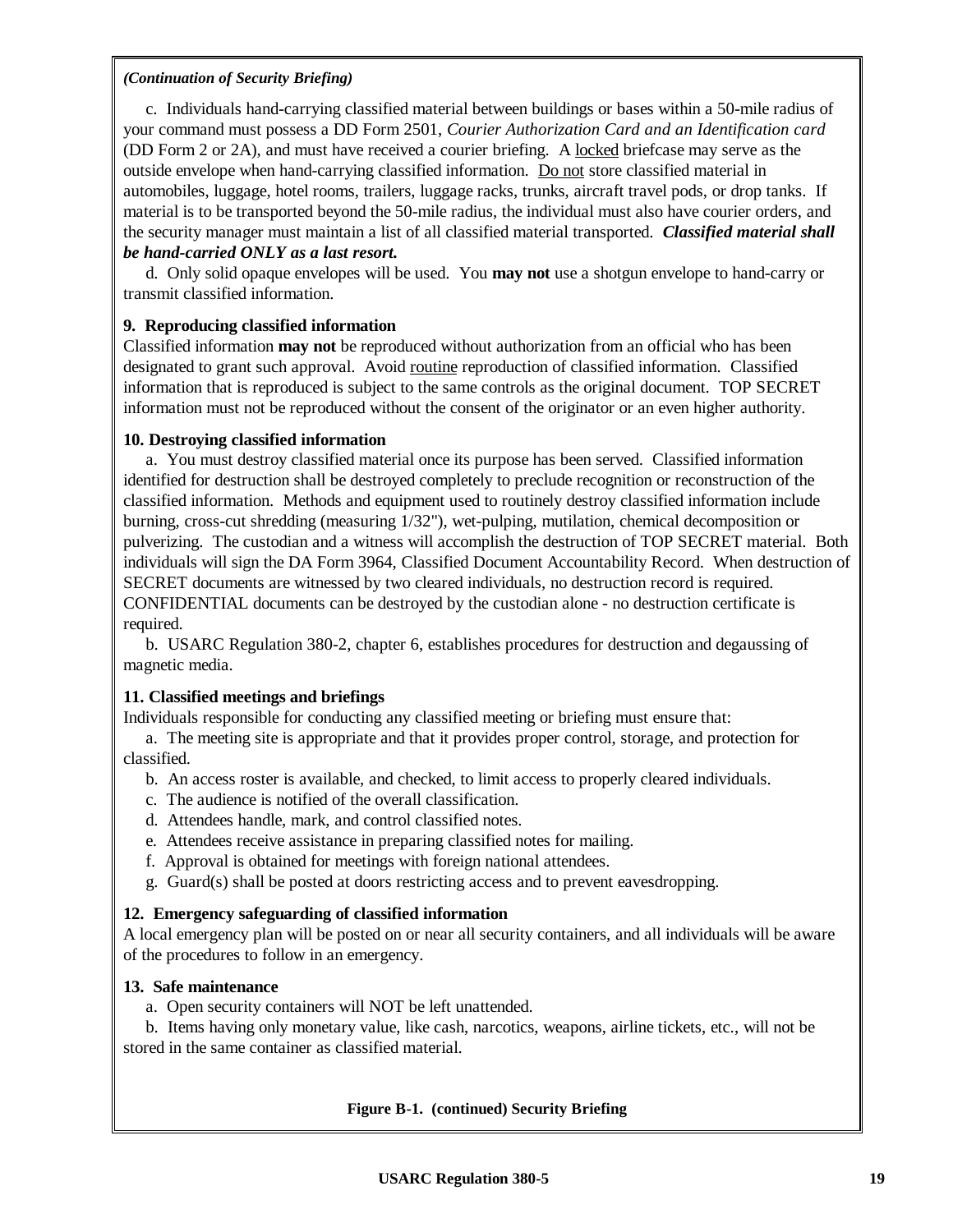*(Continuation of Security Briefing)*

c. Individuals hand-carrying classified material between buildings or bases within a 50-mile radius of your command must possess a DD Form 2501, *Courier Authorization Card and an Identification card* (DD Form 2 or 2A), and must have received a courier briefing. A locked briefcase may serve as the outside envelope when hand-carrying classified information. Do not store classified material in automobiles, luggage, hotel rooms, trailers, luggage racks, trunks, aircraft travel pods, or drop tanks. If material is to be transported beyond the 50-mile radius, the individual must also have courier orders, and the security manager must maintain a list of all classified material transported. ***Classified material shall be hand-carried ONLY as a last resort.***

d. Only solid opaque envelopes will be used. You **may not** use a shotgun envelope to hand-carry or transmit classified information.

**9. Reproducing classified information**

Classified information **may not** be reproduced without authorization from an official who has been designated to grant such approval. Avoid routine reproduction of classified information. Classified information that is reproduced is subject to the same controls as the original document. TOP SECRET information must not be reproduced without the consent of the originator or an even higher authority.

**10. Destroying classified information**

a. You must destroy classified material once its purpose has been served. Classified information identified for destruction shall be destroyed completely to preclude recognition or reconstruction of the classified information. Methods and equipment used to routinely destroy classified information include burning, cross-cut shredding (measuring 1/32"), wet-pulping, mutilation, chemical decomposition or pulverizing. The custodian and a witness will accomplish the destruction of TOP SECRET material. Both individuals will sign the DA Form 3964, Classified Document Accountability Record. When destruction of SECRET documents are witnessed by two cleared individuals, no destruction record is required. CONFIDENTIAL documents can be destroyed by the custodian alone - no destruction certificate is required.

b. USARC Regulation 380-2, chapter 6, establishes procedures for destruction and degaussing of magnetic media.

**11. Classified meetings and briefings**

Individuals responsible for conducting any classified meeting or briefing must ensure that:

a. The meeting site is appropriate and that it provides proper control, storage, and protection for classified.

b. An access roster is available, and checked, to limit access to properly cleared individuals.

c. The audience is notified of the overall classification.

d. Attendees handle, mark, and control classified notes.

e. Attendees receive assistance in preparing classified notes for mailing.

f. Approval is obtained for meetings with foreign national attendees.

g. Guard(s) shall be posted at doors restricting access and to prevent eavesdropping.

**12. Emergency safeguarding of classified information**

A local emergency plan will be posted on or near all security containers, and all individuals will be aware of the procedures to follow in an emergency.

**13. Safe maintenance**

a. Open security containers will NOT be left unattended.

b. Items having only monetary value, like cash, narcotics, weapons, airline tickets, etc., will not be stored in the same container as classified material.

**Figure B-1. (continued) Security Briefing**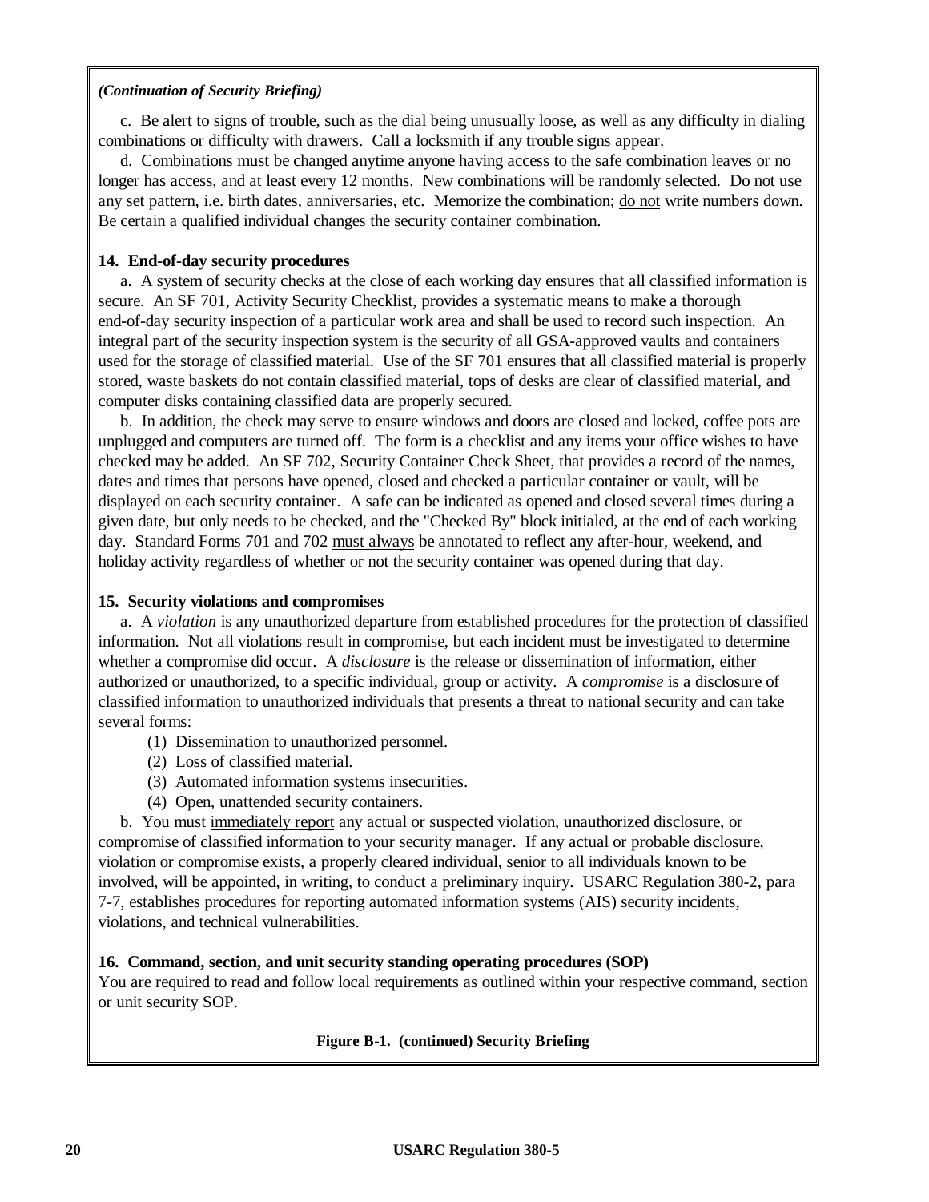*(Continuation of Security Briefing)*

c. Be alert to signs of trouble, such as the dial being unusually loose, as well as any difficulty in dialing combinations or difficulty with drawers. Call a locksmith if any trouble signs appear.

d. Combinations must be changed anytime anyone having access to the safe combination leaves or no longer has access, and at least every 12 months. New combinations will be randomly selected. Do not use any set pattern, i.e. birth dates, anniversaries, etc. Memorize the combination; do not write numbers down. Be certain a qualified individual changes the security container combination.

**14. End-of-day security procedures**

a. A system of security checks at the close of each working day ensures that all classified information is secure. An SF 701, Activity Security Checklist, provides a systematic means to make a thorough end-of-day security inspection of a particular work area and shall be used to record such inspection. An integral part of the security inspection system is the security of all GSA-approved vaults and containers used for the storage of classified material. Use of the SF 701 ensures that all classified material is properly stored, waste baskets do not contain classified material, tops of desks are clear of classified material, and computer disks containing classified data are properly secured.

b. In addition, the check may serve to ensure windows and doors are closed and locked, coffee pots are unplugged and computers are turned off. The form is a checklist and any items your office wishes to have checked may be added. An SF 702, Security Container Check Sheet, that provides a record of the names, dates and times that persons have opened, closed and checked a particular container or vault, will be displayed on each security container. A safe can be indicated as opened and closed several times during a given date, but only needs to be checked, and the "Checked By" block initialed, at the end of each working day. Standard Forms 701 and 702 must always be annotated to reflect any after-hour, weekend, and holiday activity regardless of whether or not the security container was opened during that day.

**15. Security violations and compromises**

a. A *violation* is any unauthorized departure from established procedures for the protection of classified information. Not all violations result in compromise, but each incident must be investigated to determine whether a compromise did occur. A *disclosure* is the release or dissemination of information, either authorized or unauthorized, to a specific individual, group or activity. A *compromise* is a disclosure of classified information to unauthorized individuals that presents a threat to national security and can take several forms:

(1) Dissemination to unauthorized personnel.

(2) Loss of classified material.

(3) Automated information systems insecurities.

(4) Open, unattended security containers.

b. You must immediately report any actual or suspected violation, unauthorized disclosure, or compromise of classified information to your security manager. If any actual or probable disclosure, violation or compromise exists, a properly cleared individual, senior to all individuals known to be involved, will be appointed, in writing, to conduct a preliminary inquiry. USARC Regulation 380-2, para 7-7, establishes procedures for reporting automated information systems (AIS) security incidents, violations, and technical vulnerabilities.

**16. Command, section, and unit security standing operating procedures (SOP)**

You are required to read and follow local requirements as outlined within your respective command, section or unit security SOP.

**Figure B-1. (continued) Security Briefing**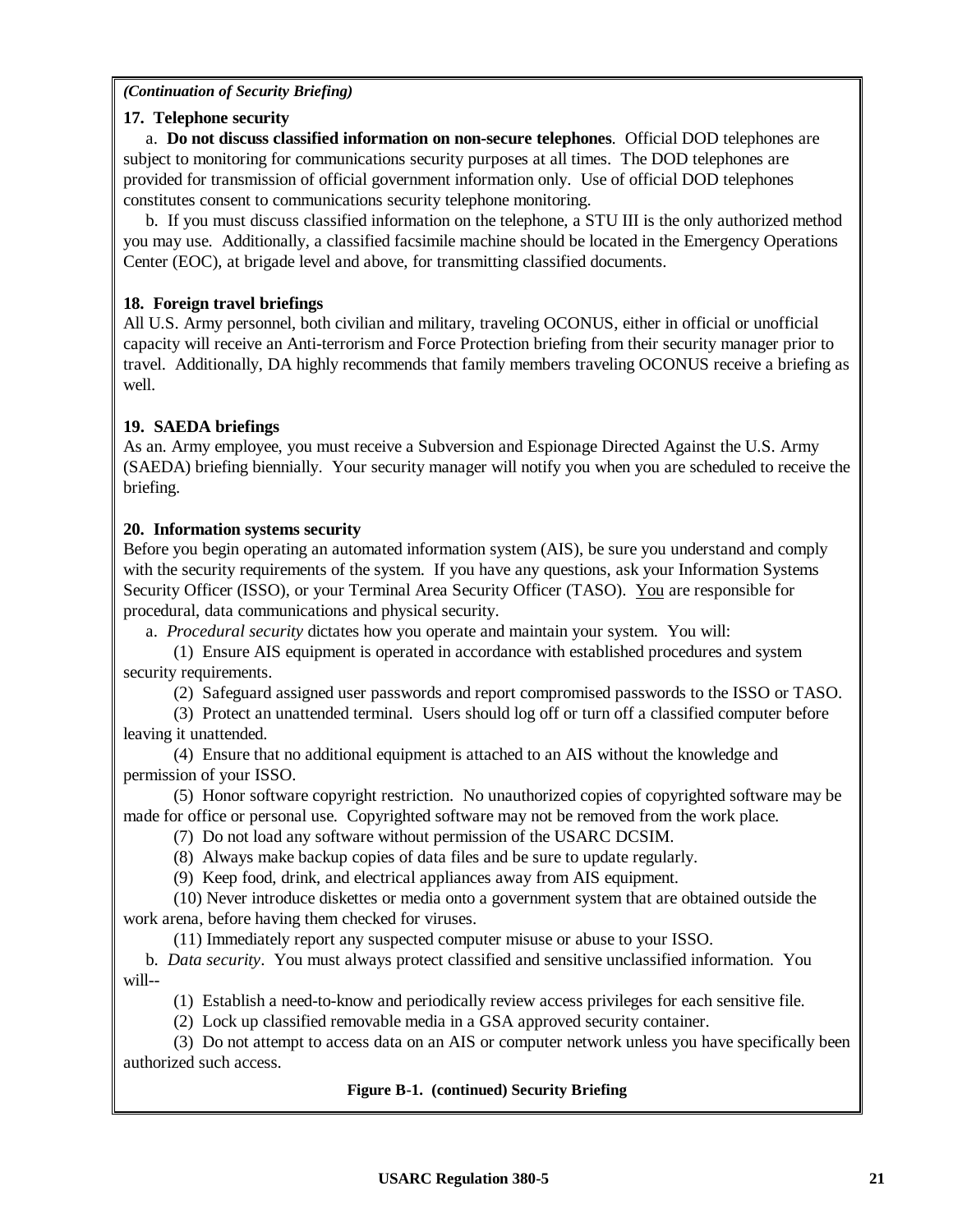*(Continuation of Security Briefing)*

**17. Telephone security**

a. **Do not discuss classified information on non-secure telephones**. Official DOD telephones are subject to monitoring for communications security purposes at all times. The DOD telephones are provided for transmission of official government information only. Use of official DOD telephones constitutes consent to communications security telephone monitoring.

b. If you must discuss classified information on the telephone, a STU III is the only authorized method you may use. Additionally, a classified facsimile machine should be located in the Emergency Operations Center (EOC), at brigade level and above, for transmitting classified documents.

**18. Foreign travel briefings**

All U.S. Army personnel, both civilian and military, traveling OCONUS, either in official or unofficial capacity will receive an Anti-terrorism and Force Protection briefing from their security manager prior to travel. Additionally, DA highly recommends that family members traveling OCONUS receive a briefing as well.

**19. SAEDA briefings**

As an. Army employee, you must receive a Subversion and Espionage Directed Against the U.S. Army (SAEDA) briefing biennially. Your security manager will notify you when you are scheduled to receive the briefing.

**20. Information systems security**

Before you begin operating an automated information system (AIS), be sure you understand and comply with the security requirements of the system. If you have any questions, ask your Information Systems Security Officer (ISSO), or your Terminal Area Security Officer (TASO). <u>You</u> are responsible for procedural, data communications and physical security.

a. *Procedural security* dictates how you operate and maintain your system. You will:

(1) Ensure AIS equipment is operated in accordance with established procedures and system security requirements.

(2) Safeguard assigned user passwords and report compromised passwords to the ISSO or TASO.

(3) Protect an unattended terminal. Users should log off or turn off a classified computer before leaving it unattended.

(4) Ensure that no additional equipment is attached to an AIS without the knowledge and permission of your ISSO.

(5) Honor software copyright restriction. No unauthorized copies of copyrighted software may be made for office or personal use. Copyrighted software may not be removed from the work place.

(7) Do not load any software without permission of the USARC DCSIM.

(8) Always make backup copies of data files and be sure to update regularly.

(9) Keep food, drink, and electrical appliances away from AIS equipment.

(10) Never introduce diskettes or media onto a government system that are obtained outside the work arena, before having them checked for viruses.

(11) Immediately report any suspected computer misuse or abuse to your ISSO.

b. *Data security*. You must always protect classified and sensitive unclassified information. You will--

(1) Establish a need-to-know and periodically review access privileges for each sensitive file.

(2) Lock up classified removable media in a GSA approved security container.

(3) Do not attempt to access data on an AIS or computer network unless you have specifically been authorized such access.

**Figure B-1. (continued) Security Briefing**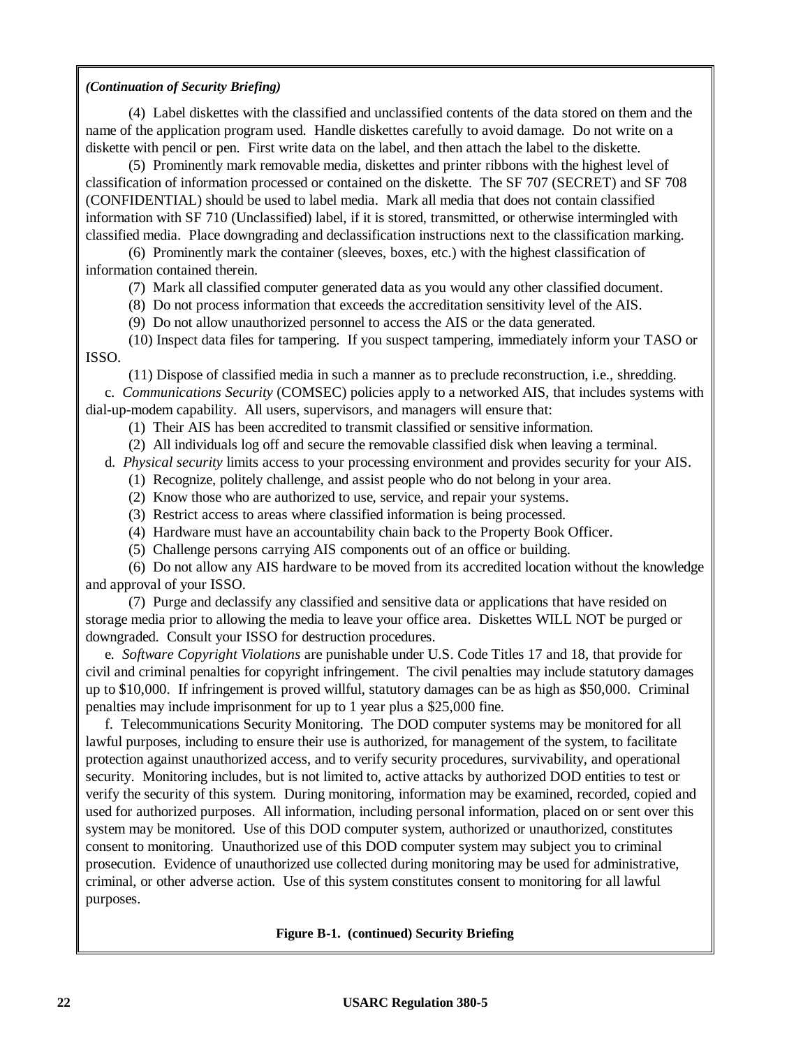*(Continuation of Security Briefing)*

(4) Label diskettes with the classified and unclassified contents of the data stored on them and the name of the application program used. Handle diskettes carefully to avoid damage. Do not write on a diskette with pencil or pen. First write data on the label, and then attach the label to the diskette.

(5) Prominently mark removable media, diskettes and printer ribbons with the highest level of classification of information processed or contained on the diskette. The SF 707 (SECRET) and SF 708 (CONFIDENTIAL) should be used to label media. Mark all media that does not contain classified information with SF 710 (Unclassified) label, if it is stored, transmitted, or otherwise intermingled with classified media. Place downgrading and declassification instructions next to the classification marking.

(6) Prominently mark the container (sleeves, boxes, etc.) with the highest classification of information contained therein.

(7) Mark all classified computer generated data as you would any other classified document.

(8) Do not process information that exceeds the accreditation sensitivity level of the AIS.

(9) Do not allow unauthorized personnel to access the AIS or the data generated.

(10) Inspect data files for tampering. If you suspect tampering, immediately inform your TASO or ISSO.

(11) Dispose of classified media in such a manner as to preclude reconstruction, i.e., shredding.

c. *Communications Security* (COMSEC) policies apply to a networked AIS, that includes systems with dial-up-modem capability. All users, supervisors, and managers will ensure that:

(1) Their AIS has been accredited to transmit classified or sensitive information.

(2) All individuals log off and secure the removable classified disk when leaving a terminal.

d. *Physical security* limits access to your processing environment and provides security for your AIS.

(1) Recognize, politely challenge, and assist people who do not belong in your area.

(2) Know those who are authorized to use, service, and repair your systems.

(3) Restrict access to areas where classified information is being processed.

(4) Hardware must have an accountability chain back to the Property Book Officer.

(5) Challenge persons carrying AIS components out of an office or building.

(6) Do not allow any AIS hardware to be moved from its accredited location without the knowledge and approval of your ISSO.

(7) Purge and declassify any classified and sensitive data or applications that have resided on storage media prior to allowing the media to leave your office area. Diskettes WILL NOT be purged or downgraded. Consult your ISSO for destruction procedures.

e. *Software Copyright Violations* are punishable under U.S. Code Titles 17 and 18, that provide for civil and criminal penalties for copyright infringement. The civil penalties may include statutory damages up to $10,000. If infringement is proved willful, statutory damages can be as high as $50,000. Criminal penalties may include imprisonment for up to 1 year plus a $25,000 fine.

f. Telecommunications Security Monitoring. The DOD computer systems may be monitored for all lawful purposes, including to ensure their use is authorized, for management of the system, to facilitate protection against unauthorized access, and to verify security procedures, survivability, and operational security. Monitoring includes, but is not limited to, active attacks by authorized DOD entities to test or verify the security of this system. During monitoring, information may be examined, recorded, copied and used for authorized purposes. All information, including personal information, placed on or sent over this system may be monitored. Use of this DOD computer system, authorized or unauthorized, constitutes consent to monitoring. Unauthorized use of this DOD computer system may subject you to criminal prosecution. Evidence of unauthorized use collected during monitoring may be used for administrative, criminal, or other adverse action. Use of this system constitutes consent to monitoring for all lawful purposes.

**Figure B-1. (continued) Security Briefing**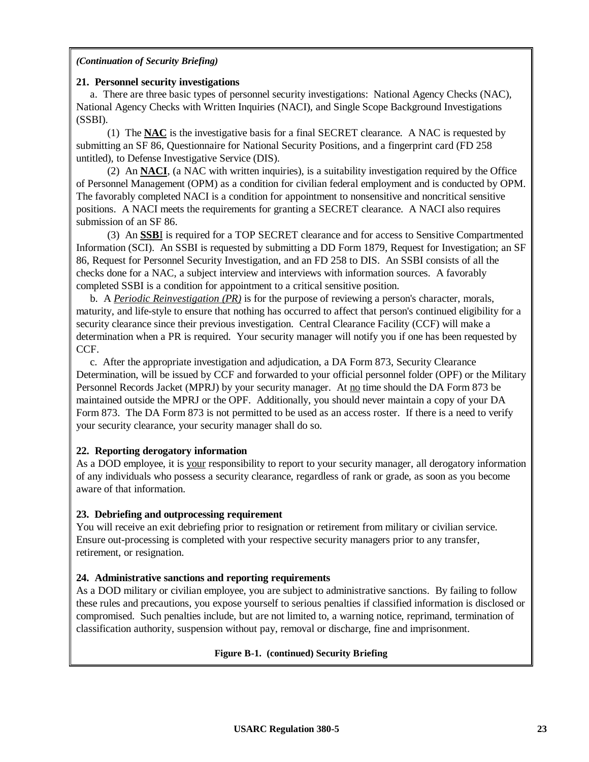*(Continuation of Security Briefing)*

**21. Personnel security investigations**

a. There are three basic types of personnel security investigations: National Agency Checks (NAC), National Agency Checks with Written Inquiries (NACI), and Single Scope Background Investigations (SSBI).

(1) The **NAC** is the investigative basis for a final SECRET clearance. A NAC is requested by submitting an SF 86, Questionnaire for National Security Positions, and a fingerprint card (FD 258 untitled), to Defense Investigative Service (DIS).

(2) An **NACI**, (a NAC with written inquiries), is a suitability investigation required by the Office of Personnel Management (OPM) as a condition for civilian federal employment and is conducted by OPM. The favorably completed NACI is a condition for appointment to nonsensitive and noncritical sensitive positions. A NACI meets the requirements for granting a SECRET clearance. A NACI also requires submission of an SF 86.

(3) An **SSBI** is required for a TOP SECRET clearance and for access to Sensitive Compartmented Information (SCI). An SSBI is requested by submitting a DD Form 1879, Request for Investigation; an SF 86, Request for Personnel Security Investigation, and an FD 258 to DIS. An SSBI consists of all the checks done for a NAC, a subject interview and interviews with information sources. A favorably completed SSBI is a condition for appointment to a critical sensitive position.

b. A *Periodic Reinvestigation (PR)* is for the purpose of reviewing a person's character, morals, maturity, and life-style to ensure that nothing has occurred to affect that person's continued eligibility for a security clearance since their previous investigation. Central Clearance Facility (CCF) will make a determination when a PR is required. Your security manager will notify you if one has been requested by CCF.

c. After the appropriate investigation and adjudication, a DA Form 873, Security Clearance Determination, will be issued by CCF and forwarded to your official personnel folder (OPF) or the Military Personnel Records Jacket (MPRJ) by your security manager. At no time should the DA Form 873 be maintained outside the MPRJ or the OPF. Additionally, you should never maintain a copy of your DA Form 873. The DA Form 873 is not permitted to be used as an access roster. If there is a need to verify your security clearance, your security manager shall do so.

**22. Reporting derogatory information**

As a DOD employee, it is your responsibility to report to your security manager, all derogatory information of any individuals who possess a security clearance, regardless of rank or grade, as soon as you become aware of that information.

**23. Debriefing and outprocessing requirement**

You will receive an exit debriefing prior to resignation or retirement from military or civilian service. Ensure out-processing is completed with your respective security managers prior to any transfer, retirement, or resignation.

**24. Administrative sanctions and reporting requirements**

As a DOD military or civilian employee, you are subject to administrative sanctions. By failing to follow these rules and precautions, you expose yourself to serious penalties if classified information is disclosed or compromised. Such penalties include, but are not limited to, a warning notice, reprimand, termination of classification authority, suspension without pay, removal or discharge, fine and imprisonment.

**Figure B-1. (continued) Security Briefing**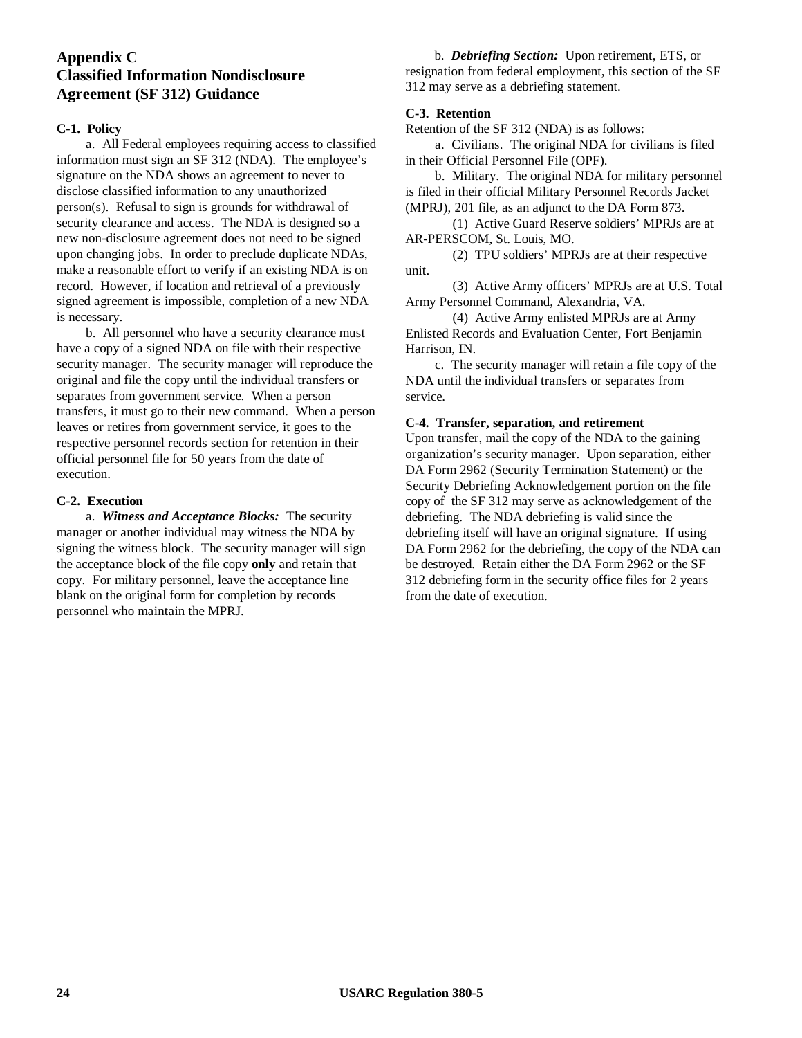# Appendix C
# Classified Information Nondisclosure Agreement (SF 312) Guidance

**C-1. Policy**

a. All Federal employees requiring access to classified information must sign an SF 312 (NDA). The employee's signature on the NDA shows an agreement to never to disclose classified information to any unauthorized person(s). Refusal to sign is grounds for withdrawal of security clearance and access. The NDA is designed so a new non-disclosure agreement does not need to be signed upon changing jobs. In order to preclude duplicate NDAs, make a reasonable effort to verify if an existing NDA is on record. However, if location and retrieval of a previously signed agreement is impossible, completion of a new NDA is necessary.

b. All personnel who have a security clearance must have a copy of a signed NDA on file with their respective security manager. The security manager will reproduce the original and file the copy until the individual transfers or separates from government service. When a person transfers, it must go to their new command. When a person leaves or retires from government service, it goes to the respective personnel records section for retention in their official personnel file for 50 years from the date of execution.

**C-2. Execution**

a. ***Witness and Acceptance Blocks:*** The security manager or another individual may witness the NDA by signing the witness block. The security manager will sign the acceptance block of the file copy **only** and retain that copy. For military personnel, leave the acceptance line blank on the original form for completion by records personnel who maintain the MPRJ.

b. ***Debriefing Section:*** Upon retirement, ETS, or resignation from federal employment, this section of the SF 312 may serve as a debriefing statement.

**C-3. Retention**

Retention of the SF 312 (NDA) is as follows:

a. Civilians. The original NDA for civilians is filed in their Official Personnel File (OPF).

b. Military. The original NDA for military personnel is filed in their official Military Personnel Records Jacket (MPRJ), 201 file, as an adjunct to the DA Form 873.

(1) Active Guard Reserve soldiers' MPRJs are at AR-PERSCOM, St. Louis, MO.

(2) TPU soldiers' MPRJs are at their respective unit.

(3) Active Army officers' MPRJs are at U.S. Total Army Personnel Command, Alexandria, VA.

(4) Active Army enlisted MPRJs are at Army Enlisted Records and Evaluation Center, Fort Benjamin Harrison, IN.

c. The security manager will retain a file copy of the NDA until the individual transfers or separates from service.

**C-4. Transfer, separation, and retirement**

Upon transfer, mail the copy of the NDA to the gaining organization's security manager. Upon separation, either DA Form 2962 (Security Termination Statement) or the Security Debriefing Acknowledgement portion on the file copy of the SF 312 may serve as acknowledgement of the debriefing. The NDA debriefing is valid since the debriefing itself will have an original signature. If using DA Form 2962 for the debriefing, the copy of the NDA can be destroyed. Retain either the DA Form 2962 or the SF 312 debriefing form in the security office files for 2 years from the date of execution.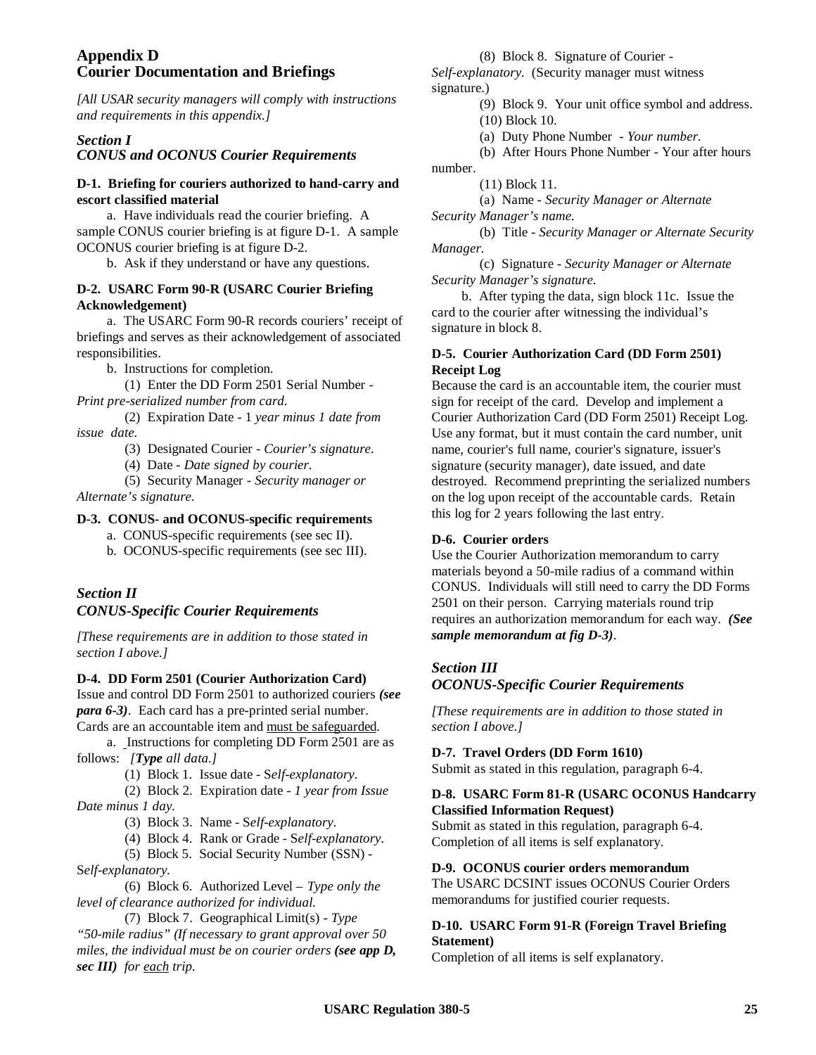# Appendix D
# Courier Documentation and Briefings

*[All USAR security managers will comply with instructions and requirements in this appendix.]*

## *Section I*
## *CONUS and OCONUS Courier Requirements*

**D-1. Briefing for couriers authorized to hand-carry and escort classified material**

a. Have individuals read the courier briefing. A sample CONUS courier briefing is at figure D-1. A sample OCONUS courier briefing is at figure D-2.

b. Ask if they understand or have any questions.

**D-2. USARC Form 90-R (USARC Courier Briefing Acknowledgement)**

a. The USARC Form 90-R records couriers' receipt of briefings and serves as their acknowledgement of associated responsibilities.

b. Instructions for completion.

(1) Enter the DD Form 2501 Serial Number - *Print pre-serialized number from card.*

(2) Expiration Date - 1 *year minus 1 date from issue date.*

(3) Designated Courier - *Courier's signature.*

(4) Date - *Date signed by courier.*

(5) Security Manager - *Security manager or Alternate's signature.*

**D-3. CONUS- and OCONUS-specific requirements**

a. CONUS-specific requirements (see sec II).

b. OCONUS-specific requirements (see sec III).

## *Section II*
## *CONUS-Specific Courier Requirements*

*[These requirements are in addition to those stated in section I above.]*

**D-4. DD Form 2501 (Courier Authorization Card)**

Issue and control DD Form 2501 to authorized couriers ***(see para 6-3)***. Each card has a pre-printed serial number. Cards are an accountable item and must be safeguarded.

a. Instructions for completing DD Form 2501 are as follows: *[**Type** all data.]*

(1) Block 1. Issue date - S*elf-explanatory.*

(2) Block 2. Expiration date - *1 year from Issue Date minus 1 day.*

(3) Block 3. Name - S*elf-explanatory.*

(4) Block 4. Rank or Grade - S*elf-explanatory.*

(5) Block 5. Social Security Number (SSN) - S*elf-explanatory.*

(6) Block 6. Authorized Level – *Type only the level of clearance authorized for individual.*

(7) Block 7. Geographical Limit(s) - *Type "50-mile radius" (If necessary to grant approval over 50 miles, the individual must be on courier orders **(see app D, sec III)** for each trip.*

(8) Block 8. Signature of Courier - *Self-explanatory.* (Security manager must witness signature.)

(9) Block 9. Your unit office symbol and address.

(10) Block 10.

(a) Duty Phone Number - *Your number.*

(b) After Hours Phone Number - Your after hours number.

(11) Block 11.

(a) Name - *Security Manager or Alternate Security Manager's name.*

(b) Title - *Security Manager or Alternate Security Manager.*

(c) Signature - *Security Manager or Alternate Security Manager's signature.*

b. After typing the data, sign block 11c. Issue the card to the courier after witnessing the individual's signature in block 8.

**D-5. Courier Authorization Card (DD Form 2501) Receipt Log**

Because the card is an accountable item, the courier must sign for receipt of the card. Develop and implement a Courier Authorization Card (DD Form 2501) Receipt Log. Use any format, but it must contain the card number, unit name, courier's full name, courier's signature, issuer's signature (security manager), date issued, and date destroyed. Recommend preprinting the serialized numbers on the log upon receipt of the accountable cards. Retain this log for 2 years following the last entry.

**D-6. Courier orders**

Use the Courier Authorization memorandum to carry materials beyond a 50-mile radius of a command within CONUS. Individuals will still need to carry the DD Forms 2501 on their person. Carrying materials round trip requires an authorization memorandum for each way. ***(See sample memorandum at fig D-3)***.

## *Section III*
## *OCONUS-Specific Courier Requirements*

*[These requirements are in addition to those stated in section I above.]*

**D-7. Travel Orders (DD Form 1610)**

Submit as stated in this regulation, paragraph 6-4.

**D-8. USARC Form 81-R (USARC OCONUS Handcarry Classified Information Request)**

Submit as stated in this regulation, paragraph 6-4. Completion of all items is self explanatory.

**D-9. OCONUS courier orders memorandum**

The USARC DCSINT issues OCONUS Courier Orders memorandums for justified courier requests.

**D-10. USARC Form 91-R (Foreign Travel Briefing Statement)**

Completion of all items is self explanatory.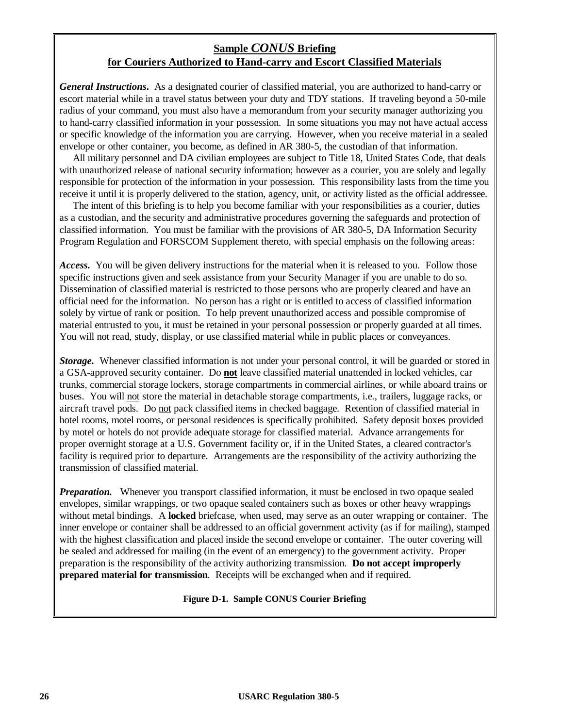## Sample *CONUS* Briefing
## for Couriers Authorized to Hand-carry and Escort Classified Materials

***General Instructions.*** As a designated courier of classified material, you are authorized to hand-carry or escort material while in a travel status between your duty and TDY stations. If traveling beyond a 50-mile radius of your command, you must also have a memorandum from your security manager authorizing you to hand-carry classified information in your possession. In some situations you may not have actual access or specific knowledge of the information you are carrying. However, when you receive material in a sealed envelope or other container, you become, as defined in AR 380-5, the custodian of that information.

All military personnel and DA civilian employees are subject to Title 18, United States Code, that deals with unauthorized release of national security information; however as a courier, you are solely and legally responsible for protection of the information in your possession. This responsibility lasts from the time you receive it until it is properly delivered to the station, agency, unit, or activity listed as the official addressee.

The intent of this briefing is to help you become familiar with your responsibilities as a courier, duties as a custodian, and the security and administrative procedures governing the safeguards and protection of classified information. You must be familiar with the provisions of AR 380-5, DA Information Security Program Regulation and FORSCOM Supplement thereto, with special emphasis on the following areas:

***Access.*** You will be given delivery instructions for the material when it is released to you. Follow those specific instructions given and seek assistance from your Security Manager if you are unable to do so. Dissemination of classified material is restricted to those persons who are properly cleared and have an official need for the information. No person has a right or is entitled to access of classified information solely by virtue of rank or position. To help prevent unauthorized access and possible compromise of material entrusted to you, it must be retained in your personal possession or properly guarded at all times. You will not read, study, display, or use classified material while in public places or conveyances.

***Storage.*** Whenever classified information is not under your personal control, it will be guarded or stored in a GSA-approved security container. Do **not** leave classified material unattended in locked vehicles, car trunks, commercial storage lockers, storage compartments in commercial airlines, or while aboard trains or buses. You will not store the material in detachable storage compartments, i.e., trailers, luggage racks, or aircraft travel pods. Do not pack classified items in checked baggage. Retention of classified material in hotel rooms, motel rooms, or personal residences is specifically prohibited. Safety deposit boxes provided by motel or hotels do not provide adequate storage for classified material. Advance arrangements for proper overnight storage at a U.S. Government facility or, if in the United States, a cleared contractor's facility is required prior to departure. Arrangements are the responsibility of the activity authorizing the transmission of classified material.

***Preparation.*** Whenever you transport classified information, it must be enclosed in two opaque sealed envelopes, similar wrappings, or two opaque sealed containers such as boxes or other heavy wrappings without metal bindings. A **locked** briefcase, when used, may serve as an outer wrapping or container. The inner envelope or container shall be addressed to an official government activity (as if for mailing), stamped with the highest classification and placed inside the second envelope or container. The outer covering will be sealed and addressed for mailing (in the event of an emergency) to the government activity. Proper preparation is the responsibility of the activity authorizing transmission. **Do not accept improperly prepared material for transmission**. Receipts will be exchanged when and if required.

**Figure D-1. Sample CONUS Courier Briefing**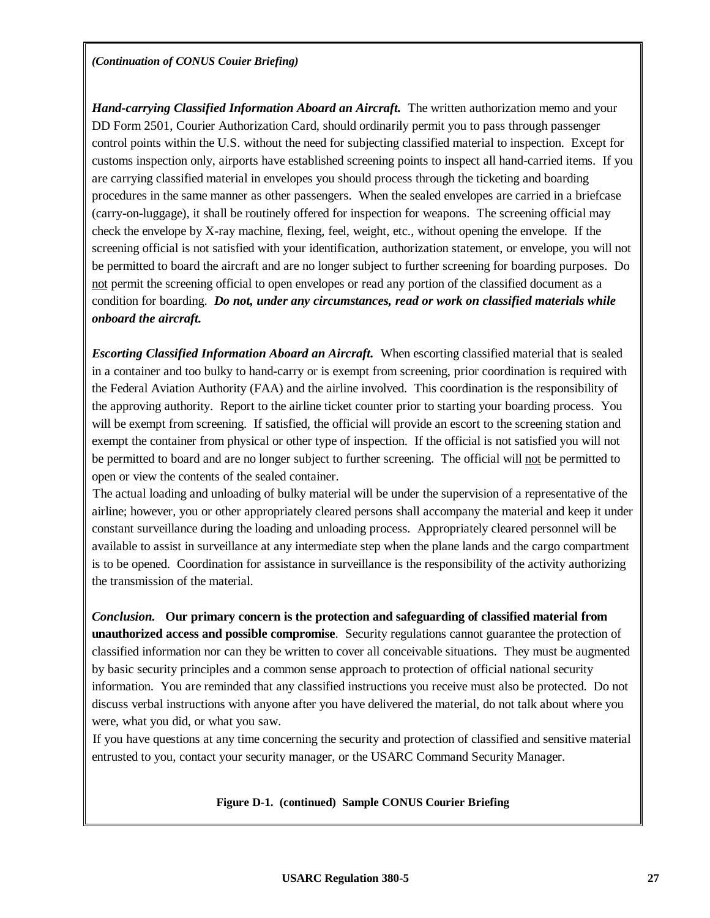*(Continuation of CONUS Couier Briefing)*

***Hand-carrying Classified Information Aboard an Aircraft.*** The written authorization memo and your DD Form 2501, Courier Authorization Card, should ordinarily permit you to pass through passenger control points within the U.S. without the need for subjecting classified material to inspection. Except for customs inspection only, airports have established screening points to inspect all hand-carried items. If you are carrying classified material in envelopes you should process through the ticketing and boarding procedures in the same manner as other passengers. When the sealed envelopes are carried in a briefcase (carry-on-luggage), it shall be routinely offered for inspection for weapons. The screening official may check the envelope by X-ray machine, flexing, feel, weight, etc., without opening the envelope. If the screening official is not satisfied with your identification, authorization statement, or envelope, you will not be permitted to board the aircraft and are no longer subject to further screening for boarding purposes. Do not permit the screening official to open envelopes or read any portion of the classified document as a condition for boarding. ***Do not, under any circumstances, read or work on classified materials while onboard the aircraft.***

***Escorting Classified Information Aboard an Aircraft.*** When escorting classified material that is sealed in a container and too bulky to hand-carry or is exempt from screening, prior coordination is required with the Federal Aviation Authority (FAA) and the airline involved. This coordination is the responsibility of the approving authority. Report to the airline ticket counter prior to starting your boarding process. You will be exempt from screening. If satisfied, the official will provide an escort to the screening station and exempt the container from physical or other type of inspection. If the official is not satisfied you will not be permitted to board and are no longer subject to further screening. The official will not be permitted to open or view the contents of the sealed container.

The actual loading and unloading of bulky material will be under the supervision of a representative of the airline; however, you or other appropriately cleared persons shall accompany the material and keep it under constant surveillance during the loading and unloading process. Appropriately cleared personnel will be available to assist in surveillance at any intermediate step when the plane lands and the cargo compartment is to be opened. Coordination for assistance in surveillance is the responsibility of the activity authorizing the transmission of the material.

***Conclusion.*** **Our primary concern is the protection and safeguarding of classified material from unauthorized access and possible compromise**. Security regulations cannot guarantee the protection of classified information nor can they be written to cover all conceivable situations. They must be augmented by basic security principles and a common sense approach to protection of official national security information. You are reminded that any classified instructions you receive must also be protected. Do not discuss verbal instructions with anyone after you have delivered the material, do not talk about where you were, what you did, or what you saw.

If you have questions at any time concerning the security and protection of classified and sensitive material entrusted to you, contact your security manager, or the USARC Command Security Manager.

**Figure D-1. (continued) Sample CONUS Courier Briefing**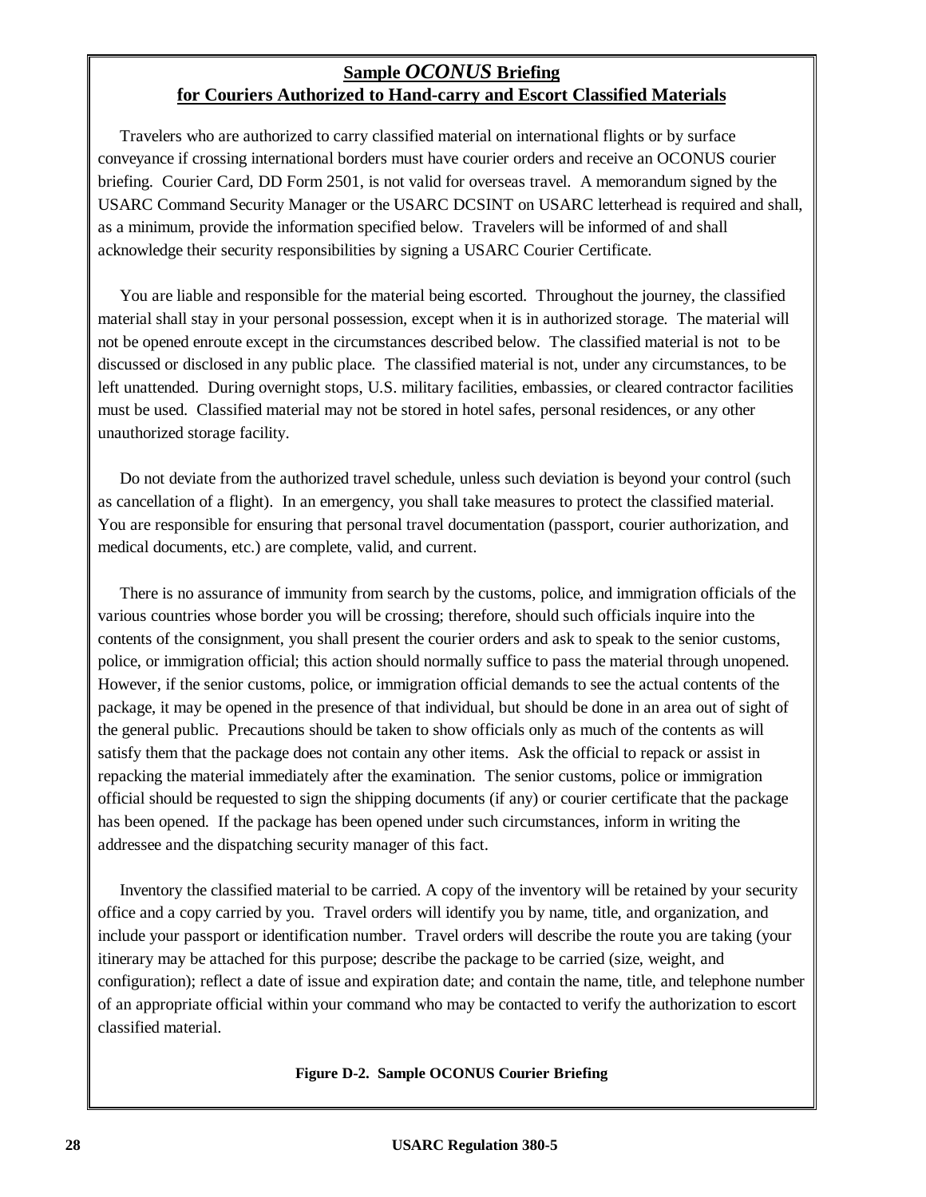**Sample *OCONUS* Briefing**
**for Couriers Authorized to Hand-carry and Escort Classified Materials**

Travelers who are authorized to carry classified material on international flights or by surface conveyance if crossing international borders must have courier orders and receive an OCONUS courier briefing. Courier Card, DD Form 2501, is not valid for overseas travel. A memorandum signed by the USARC Command Security Manager or the USARC DCSINT on USARC letterhead is required and shall, as a minimum, provide the information specified below. Travelers will be informed of and shall acknowledge their security responsibilities by signing a USARC Courier Certificate.

You are liable and responsible for the material being escorted. Throughout the journey, the classified material shall stay in your personal possession, except when it is in authorized storage. The material will not be opened enroute except in the circumstances described below. The classified material is not to be discussed or disclosed in any public place. The classified material is not, under any circumstances, to be left unattended. During overnight stops, U.S. military facilities, embassies, or cleared contractor facilities must be used. Classified material may not be stored in hotel safes, personal residences, or any other unauthorized storage facility.

Do not deviate from the authorized travel schedule, unless such deviation is beyond your control (such as cancellation of a flight). In an emergency, you shall take measures to protect the classified material. You are responsible for ensuring that personal travel documentation (passport, courier authorization, and medical documents, etc.) are complete, valid, and current.

There is no assurance of immunity from search by the customs, police, and immigration officials of the various countries whose border you will be crossing; therefore, should such officials inquire into the contents of the consignment, you shall present the courier orders and ask to speak to the senior customs, police, or immigration official; this action should normally suffice to pass the material through unopened. However, if the senior customs, police, or immigration official demands to see the actual contents of the package, it may be opened in the presence of that individual, but should be done in an area out of sight of the general public. Precautions should be taken to show officials only as much of the contents as will satisfy them that the package does not contain any other items. Ask the official to repack or assist in repacking the material immediately after the examination. The senior customs, police or immigration official should be requested to sign the shipping documents (if any) or courier certificate that the package has been opened. If the package has been opened under such circumstances, inform in writing the addressee and the dispatching security manager of this fact.

Inventory the classified material to be carried. A copy of the inventory will be retained by your security office and a copy carried by you. Travel orders will identify you by name, title, and organization, and include your passport or identification number. Travel orders will describe the route you are taking (your itinerary may be attached for this purpose; describe the package to be carried (size, weight, and configuration); reflect a date of issue and expiration date; and contain the name, title, and telephone number of an appropriate official within your command who may be contacted to verify the authorization to escort classified material.

**Figure D-2. Sample OCONUS Courier Briefing**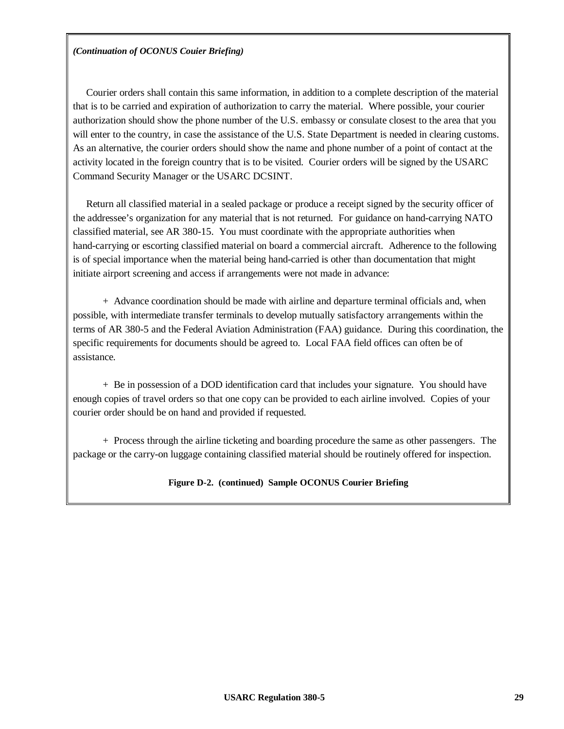*(Continuation of OCONUS Couier Briefing)*

Courier orders shall contain this same information, in addition to a complete description of the material that is to be carried and expiration of authorization to carry the material. Where possible, your courier authorization should show the phone number of the U.S. embassy or consulate closest to the area that you will enter to the country, in case the assistance of the U.S. State Department is needed in clearing customs. As an alternative, the courier orders should show the name and phone number of a point of contact at the activity located in the foreign country that is to be visited. Courier orders will be signed by the USARC Command Security Manager or the USARC DCSINT.

Return all classified material in a sealed package or produce a receipt signed by the security officer of the addressee's organization for any material that is not returned. For guidance on hand-carrying NATO classified material, see AR 380-15. You must coordinate with the appropriate authorities when hand-carrying or escorting classified material on board a commercial aircraft. Adherence to the following is of special importance when the material being hand-carried is other than documentation that might initiate airport screening and access if arrangements were not made in advance:

+ Advance coordination should be made with airline and departure terminal officials and, when possible, with intermediate transfer terminals to develop mutually satisfactory arrangements within the terms of AR 380-5 and the Federal Aviation Administration (FAA) guidance. During this coordination, the specific requirements for documents should be agreed to. Local FAA field offices can often be of assistance.

+ Be in possession of a DOD identification card that includes your signature. You should have enough copies of travel orders so that one copy can be provided to each airline involved. Copies of your courier order should be on hand and provided if requested.

+ Process through the airline ticketing and boarding procedure the same as other passengers. The package or the carry-on luggage containing classified material should be routinely offered for inspection.

**Figure D-2. (continued) Sample OCONUS Courier Briefing**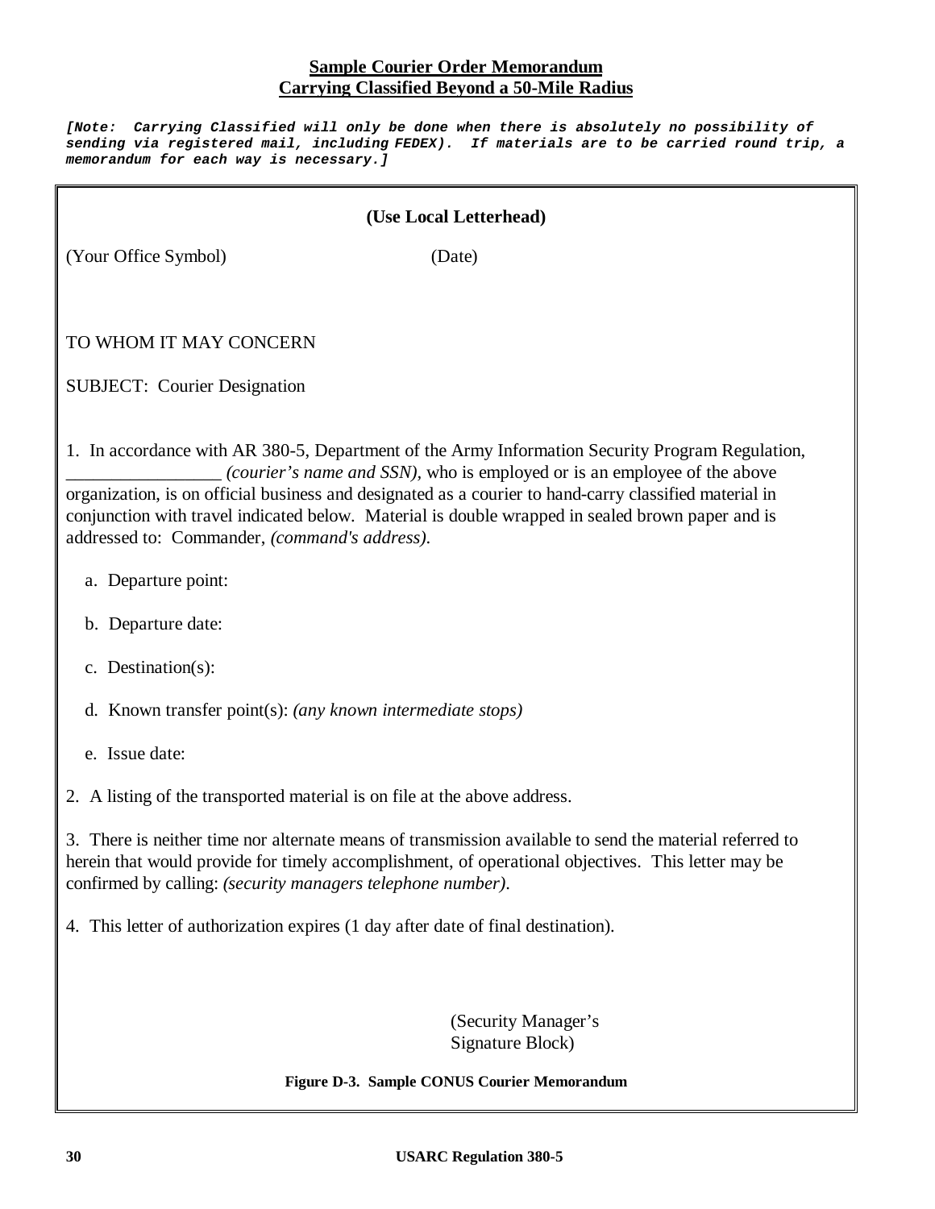**Sample Courier Order Memorandum**
**Carrying Classified Beyond a 50-Mile Radius**

***[Note: Carrying Classified will only be done when there is absolutely no possibility of sending via registered mail, including FEDEX). If materials are to be carried round trip, a memorandum for each way is necessary.]***

**(Use Local Letterhead)**

(Your Office Symbol) (Date)

TO WHOM IT MAY CONCERN

SUBJECT: Courier Designation

1. In accordance with AR 380-5, Department of the Army Information Security Program Regulation, _________________ *(courier's name and SSN)*, who is employed or is an employee of the above organization, is on official business and designated as a courier to hand-carry classified material in conjunction with travel indicated below. Material is double wrapped in sealed brown paper and is addressed to: Commander, *(command's address)*.

   a. Departure point:

   b. Departure date:

   c. Destination(s):

   d. Known transfer point(s): *(any known intermediate stops)*

   e. Issue date:

2. A listing of the transported material is on file at the above address.

3. There is neither time nor alternate means of transmission available to send the material referred to herein that would provide for timely accomplishment, of operational objectives. This letter may be confirmed by calling: *(security managers telephone number)*.

4. This letter of authorization expires (1 day after date of final destination).

(Security Manager's
Signature Block)

**Figure D-3. Sample CONUS Courier Memorandum**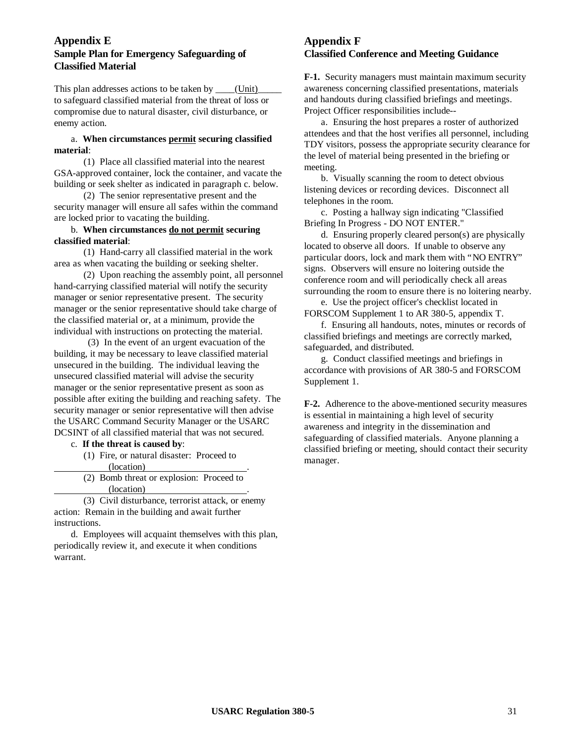## Appendix E
### Sample Plan for Emergency Safeguarding of Classified Material

This plan addresses actions to be taken by ____(Unit)_____ to safeguard classified material from the threat of loss or compromise due to natural disaster, civil disturbance, or enemy action.

a. **When circumstances <u>permit</u> securing classified material**:

(1) Place all classified material into the nearest GSA-approved container, lock the container, and vacate the building or seek shelter as indicated in paragraph c. below.

(2) The senior representative present and the security manager will ensure all safes within the command are locked prior to vacating the building.

b. **When circumstances <u>do not permit</u> securing classified material**:

(1) Hand-carry all classified material in the work area as when vacating the building or seeking shelter.

(2) Upon reaching the assembly point, all personnel hand-carrying classified material will notify the security manager or senior representative present. The security manager or the senior representative should take charge of the classified material or, at a minimum, provide the individual with instructions on protecting the material.

(3) In the event of an urgent evacuation of the building, it may be necessary to leave classified material unsecured in the building. The individual leaving the unsecured classified material will advise the security manager or the senior representative present as soon as possible after exiting the building and reaching safety. The security manager or senior representative will then advise the USARC Command Security Manager or the USARC DCSINT of all classified material that was not secured.

c. **If the threat is caused by**:

(1) Fire, or natural disaster: Proceed to __________(location)__________.

(2) Bomb threat or explosion: Proceed to __________(location)__________.

(3) Civil disturbance, terrorist attack, or enemy action: Remain in the building and await further instructions.

d. Employees will acquaint themselves with this plan, periodically review it, and execute it when conditions warrant.

## Appendix F
### Classified Conference and Meeting Guidance

**F-1.** Security managers must maintain maximum security awareness concerning classified presentations, materials and handouts during classified briefings and meetings. Project Officer responsibilities include--

a. Ensuring the host prepares a roster of authorized attendees and that the host verifies all personnel, including TDY visitors, possess the appropriate security clearance for the level of material being presented in the briefing or meeting.

b. Visually scanning the room to detect obvious listening devices or recording devices. Disconnect all telephones in the room.

c. Posting a hallway sign indicating "Classified Briefing In Progress - DO NOT ENTER."

d. Ensuring properly cleared person(s) are physically located to observe all doors. If unable to observe any particular doors, lock and mark them with "NO ENTRY" signs. Observers will ensure no loitering outside the conference room and will periodically check all areas surrounding the room to ensure there is no loitering nearby.

e. Use the project officer's checklist located in FORSCOM Supplement 1 to AR 380-5, appendix T.

f. Ensuring all handouts, notes, minutes or records of classified briefings and meetings are correctly marked, safeguarded, and distributed.

g. Conduct classified meetings and briefings in accordance with provisions of AR 380-5 and FORSCOM Supplement 1.

**F-2.** Adherence to the above-mentioned security measures is essential in maintaining a high level of security awareness and integrity in the dissemination and safeguarding of classified materials. Anyone planning a classified briefing or meeting, should contact their security manager.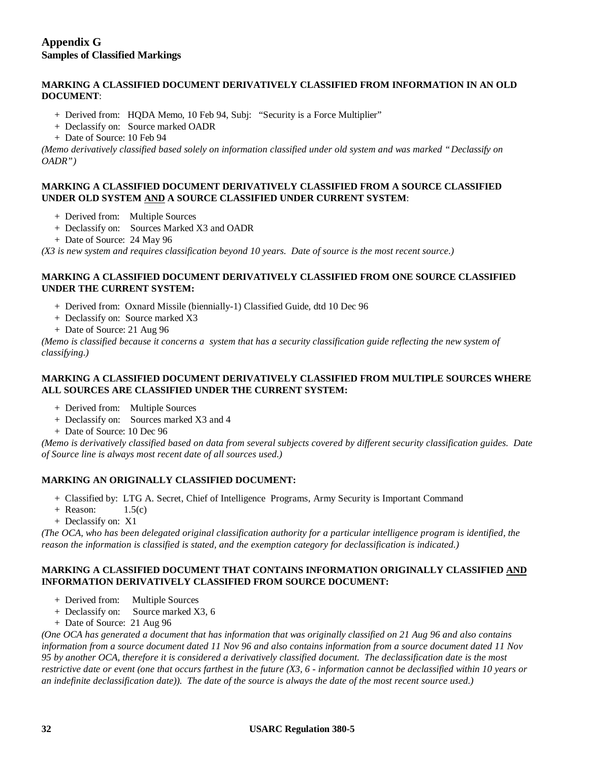# Appendix G
## Samples of Classified Markings

**MARKING A CLASSIFIED DOCUMENT DERIVATIVELY CLASSIFIED FROM INFORMATION IN AN OLD DOCUMENT**:

+ Derived from: HQDA Memo, 10 Feb 94, Subj: "Security is a Force Multiplier"
+ Declassify on: Source marked OADR
+ Date of Source: 10 Feb 94

*(Memo derivatively classified based solely on information classified under old system and was marked "Declassify on OADR")*

**MARKING A CLASSIFIED DOCUMENT DERIVATIVELY CLASSIFIED FROM A SOURCE CLASSIFIED UNDER OLD SYSTEM <u>AND</u> A SOURCE CLASSIFIED UNDER CURRENT SYSTEM**:

+ Derived from: Multiple Sources
+ Declassify on: Sources Marked X3 and OADR
+ Date of Source: 24 May 96

*(X3 is new system and requires classification beyond 10 years. Date of source is the most recent source.)*

**MARKING A CLASSIFIED DOCUMENT DERIVATIVELY CLASSIFIED FROM ONE SOURCE CLASSIFIED UNDER THE CURRENT SYSTEM:**

+ Derived from: Oxnard Missile (biennially-1) Classified Guide, dtd 10 Dec 96
+ Declassify on: Source marked X3
+ Date of Source: 21 Aug 96

*(Memo is classified because it concerns a system that has a security classification guide reflecting the new system of classifying.)*

**MARKING A CLASSIFIED DOCUMENT DERIVATIVELY CLASSIFIED FROM MULTIPLE SOURCES WHERE ALL SOURCES ARE CLASSIFIED UNDER THE CURRENT SYSTEM:**

+ Derived from: Multiple Sources
+ Declassify on: Sources marked X3 and 4
+ Date of Source: 10 Dec 96

*(Memo is derivatively classified based on data from several subjects covered by different security classification guides. Date of Source line is always most recent date of all sources used.)*

**MARKING AN ORIGINALLY CLASSIFIED DOCUMENT:**

+ Classified by: LTG A. Secret, Chief of Intelligence Programs, Army Security is Important Command
+ Reason: 1.5(c)
+ Declassify on: X1

*(The OCA, who has been delegated original classification authority for a particular intelligence program is identified, the reason the information is classified is stated, and the exemption category for declassification is indicated.)*

**MARKING A CLASSIFIED DOCUMENT THAT CONTAINS INFORMATION ORIGINALLY CLASSIFIED <u>AND</u> INFORMATION DERIVATIVELY CLASSIFIED FROM SOURCE DOCUMENT:**

+ Derived from: Multiple Sources
+ Declassify on: Source marked X3, 6
+ Date of Source: 21 Aug 96

*(One OCA has generated a document that has information that was originally classified on 21 Aug 96 and also contains information from a source document dated 11 Nov 96 and also contains information from a source document dated 11 Nov 95 by another OCA, therefore it is considered a derivatively classified document. The declassification date is the most restrictive date or event (one that occurs farthest in the future (X3, 6 - information cannot be declassified within 10 years or an indefinite declassification date)). The date of the source is always the date of the most recent source used.)*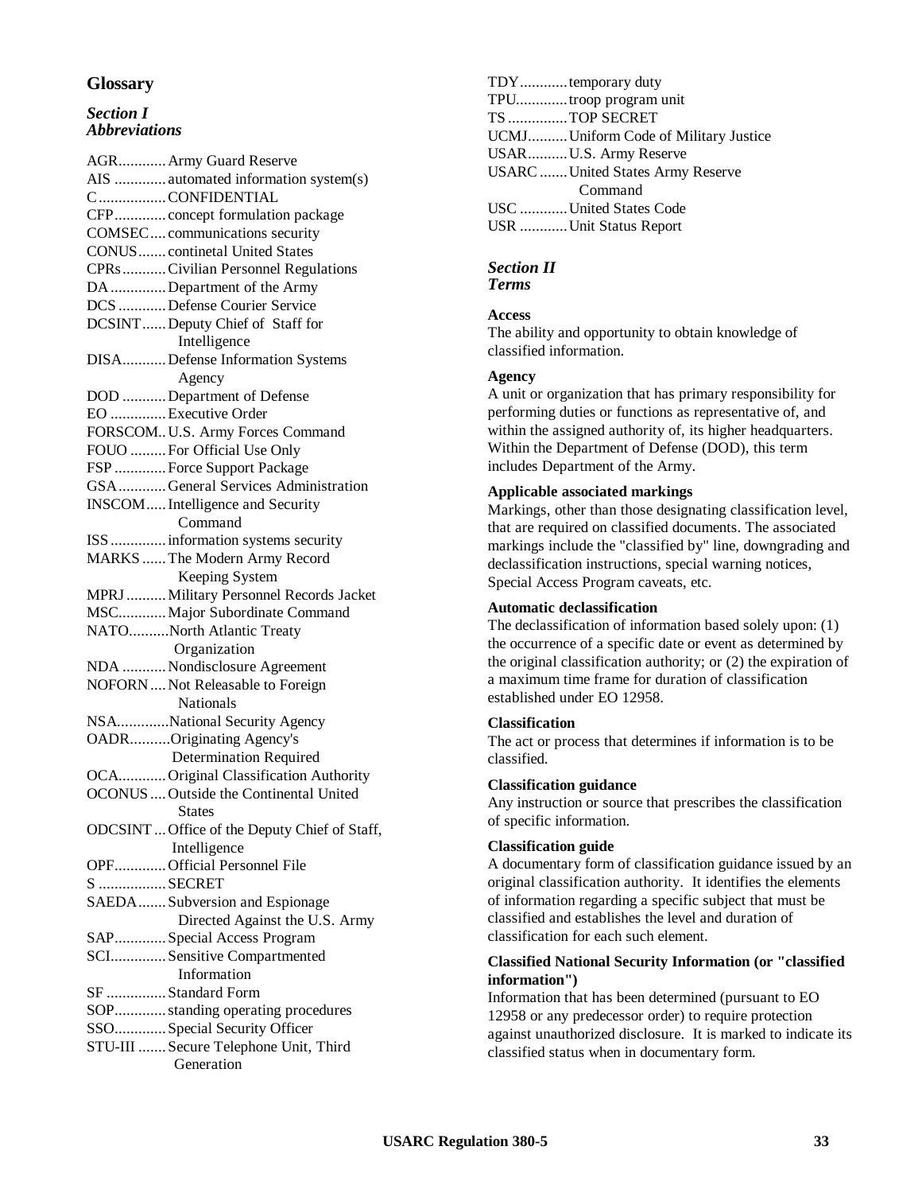# Glossary

## *Section I*
## *Abbreviations*

AGR............Army Guard Reserve
AIS .............automated information system(s)
C.................CONFIDENTIAL
CFP.............concept formulation package
COMSEC....communications security
CONUS.......continetal United States
CPRs...........Civilian Personnel Regulations
DA..............Department of the Army
DCS............Defense Courier Service
DCSINT......Deputy Chief of Staff for Intelligence
DISA...........Defense Information Systems Agency
DOD...........Department of Defense
EO..............Executive Order
FORSCOM..U.S. Army Forces Command
FOUO.........For Official Use Only
FSP.............Force Support Package
GSA............General Services Administration
INSCOM.....Intelligence and Security Command
ISS..............information systems security
MARKS......The Modern Army Record Keeping System
MPRJ..........Military Personnel Records Jacket
MSC............Major Subordinate Command
NATO..........North Atlantic Treaty Organization
NDA...........Nondisclosure Agreement
NOFORN....Not Releasable to Foreign Nationals
NSA.............National Security Agency
OADR..........Originating Agency's Determination Required
OCA............Original Classification Authority
OCONUS....Outside the Continental United States
ODCSINT...Office of the Deputy Chief of Staff, Intelligence
OPF.............Official Personnel File
S.................SECRET
SAEDA.......Subversion and Espionage Directed Against the U.S. Army
SAP.............Special Access Program
SCI.............Sensitive Compartmented Information
SF...............Standard Form
SOP.............standing operating procedures
SSO.............Special Security Officer
STU-III.......Secure Telephone Unit, Third Generation
TDY............temporary duty
TPU.............troop program unit
TS...............TOP SECRET
UCMJ..........Uniform Code of Military Justice
USAR..........U.S. Army Reserve
USARC.......United States Army Reserve Command
USC............United States Code
USR............Unit Status Report

## *Section II*
## *Terms*

**Access**
The ability and opportunity to obtain knowledge of classified information.

**Agency**
A unit or organization that has primary responsibility for performing duties or functions as representative of, and within the assigned authority of, its higher headquarters. Within the Department of Defense (DOD), this term includes Department of the Army.

**Applicable associated markings**
Markings, other than those designating classification level, that are required on classified documents. The associated markings include the "classified by" line, downgrading and declassification instructions, special warning notices, Special Access Program caveats, etc.

**Automatic declassification**
The declassification of information based solely upon: (1) the occurrence of a specific date or event as determined by the original classification authority; or (2) the expiration of a maximum time frame for duration of classification established under EO 12958.

**Classification**
The act or process that determines if information is to be classified.

**Classification guidance**
Any instruction or source that prescribes the classification of specific information.

**Classification guide**
A documentary form of classification guidance issued by an original classification authority. It identifies the elements of information regarding a specific subject that must be classified and establishes the level and duration of classification for each such element.

**Classified National Security Information (or "classified information")**
Information that has been determined (pursuant to EO 12958 or any predecessor order) to require protection against unauthorized disclosure. It is marked to indicate its classified status when in documentary form.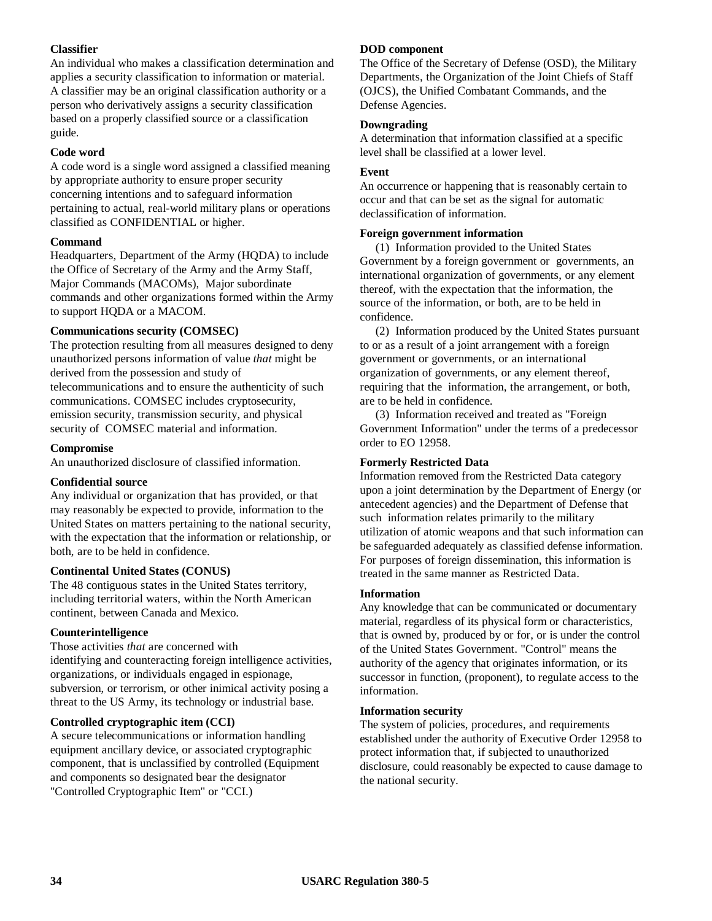**Classifier**

An individual who makes a classification determination and applies a security classification to information or material. A classifier may be an original classification authority or a person who derivatively assigns a security classification based on a properly classified source or a classification guide.

**Code word**

A code word is a single word assigned a classified meaning by appropriate authority to ensure proper security concerning intentions and to safeguard information pertaining to actual, real-world military plans or operations classified as CONFIDENTIAL or higher.

**Command**

Headquarters, Department of the Army (HQDA) to include the Office of Secretary of the Army and the Army Staff, Major Commands (MACOMs), Major subordinate commands and other organizations formed within the Army to support HQDA or a MACOM.

**Communications security (COMSEC)**

The protection resulting from all measures designed to deny unauthorized persons information of value *that* might be derived from the possession and study of telecommunications and to ensure the authenticity of such communications. COMSEC includes cryptosecurity, emission security, transmission security, and physical security of COMSEC material and information.

**Compromise**

An unauthorized disclosure of classified information.

**Confidential source**

Any individual or organization that has provided, or that may reasonably be expected to provide, information to the United States on matters pertaining to the national security, with the expectation that the information or relationship, or both, are to be held in confidence.

**Continental United States (CONUS)**

The 48 contiguous states in the United States territory, including territorial waters, within the North American continent, between Canada and Mexico.

**Counterintelligence**

Those activities *that* are concerned with identifying and counteracting foreign intelligence activities, organizations, or individuals engaged in espionage, subversion, or terrorism, or other inimical activity posing a threat to the US Army, its technology or industrial base.

**Controlled cryptographic item (CCI)**

A secure telecommunications or information handling equipment ancillary device, or associated cryptographic component, that is unclassified by controlled (Equipment and components so designated bear the designator "Controlled Cryptographic Item" or "CCI.)

**DOD component**

The Office of the Secretary of Defense (OSD), the Military Departments, the Organization of the Joint Chiefs of Staff (OJCS), the Unified Combatant Commands, and the Defense Agencies.

**Downgrading**

A determination that information classified at a specific level shall be classified at a lower level.

**Event**

An occurrence or happening that is reasonably certain to occur and that can be set as the signal for automatic declassification of information.

**Foreign government information**

(1) Information provided to the United States Government by a foreign government or governments, an international organization of governments, or any element thereof, with the expectation that the information, the source of the information, or both, are to be held in confidence.

(2) Information produced by the United States pursuant to or as a result of a joint arrangement with a foreign government or governments, or an international organization of governments, or any element thereof, requiring that the information, the arrangement, or both, are to be held in confidence.

(3) Information received and treated as "Foreign Government Information" under the terms of a predecessor order to EO 12958.

**Formerly Restricted Data**

Information removed from the Restricted Data category upon a joint determination by the Department of Energy (or antecedent agencies) and the Department of Defense that such information relates primarily to the military utilization of atomic weapons and that such information can be safeguarded adequately as classified defense information. For purposes of foreign dissemination, this information is treated in the same manner as Restricted Data.

**Information**

Any knowledge that can be communicated or documentary material, regardless of its physical form or characteristics, that is owned by, produced by or for, or is under the control of the United States Government. "Control" means the authority of the agency that originates information, or its successor in function, (proponent), to regulate access to the information.

**Information security**

The system of policies, procedures, and requirements established under the authority of Executive Order 12958 to protect information that, if subjected to unauthorized disclosure, could reasonably be expected to cause damage to the national security.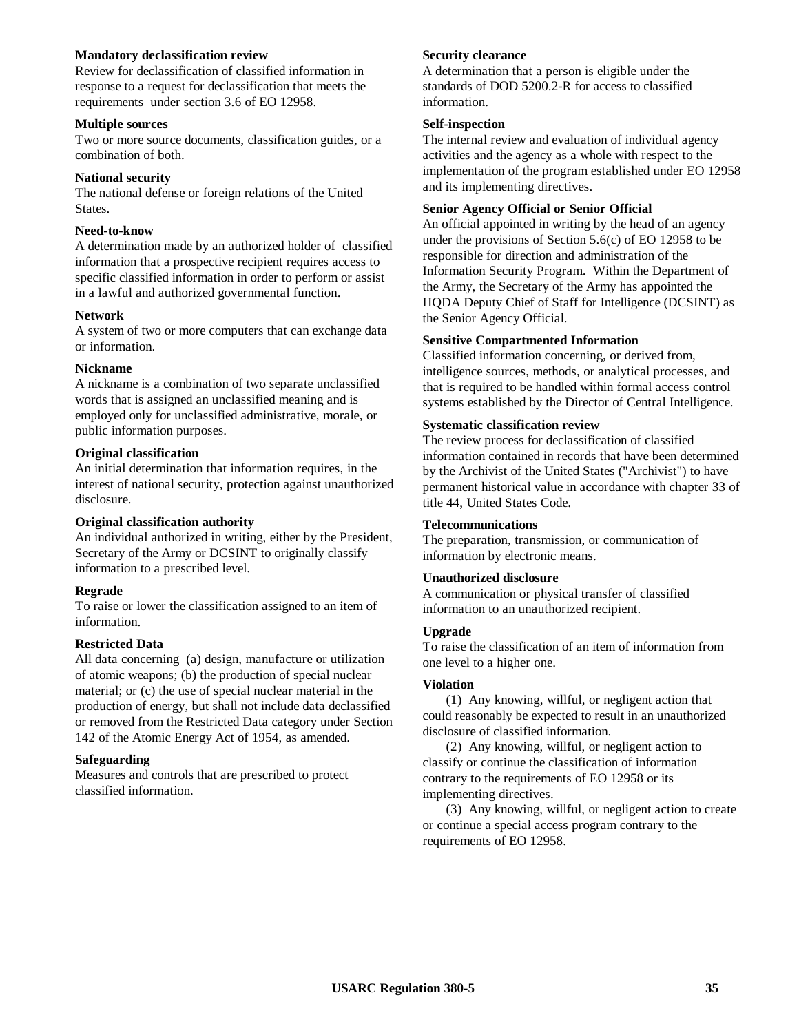**Mandatory declassification review**

Review for declassification of classified information in response to a request for declassification that meets the requirements under section 3.6 of EO 12958.

**Multiple sources**

Two or more source documents, classification guides, or a combination of both.

**National security**

The national defense or foreign relations of the United States.

**Need-to-know**

A determination made by an authorized holder of classified information that a prospective recipient requires access to specific classified information in order to perform or assist in a lawful and authorized governmental function.

**Network**

A system of two or more computers that can exchange data or information.

**Nickname**

A nickname is a combination of two separate unclassified words that is assigned an unclassified meaning and is employed only for unclassified administrative, morale, or public information purposes.

**Original classification**

An initial determination that information requires, in the interest of national security, protection against unauthorized disclosure.

**Original classification authority**

An individual authorized in writing, either by the President, Secretary of the Army or DCSINT to originally classify information to a prescribed level.

**Regrade**

To raise or lower the classification assigned to an item of information.

**Restricted Data**

All data concerning (a) design, manufacture or utilization of atomic weapons; (b) the production of special nuclear material; or (c) the use of special nuclear material in the production of energy, but shall not include data declassified or removed from the Restricted Data category under Section 142 of the Atomic Energy Act of 1954, as amended.

**Safeguarding**

Measures and controls that are prescribed to protect classified information.

**Security clearance**

A determination that a person is eligible under the standards of DOD 5200.2-R for access to classified information.

**Self-inspection**

The internal review and evaluation of individual agency activities and the agency as a whole with respect to the implementation of the program established under EO 12958 and its implementing directives.

**Senior Agency Official or Senior Official**

An official appointed in writing by the head of an agency under the provisions of Section 5.6(c) of EO 12958 to be responsible for direction and administration of the Information Security Program. Within the Department of the Army, the Secretary of the Army has appointed the HQDA Deputy Chief of Staff for Intelligence (DCSINT) as the Senior Agency Official.

**Sensitive Compartmented Information**

Classified information concerning, or derived from, intelligence sources, methods, or analytical processes, and that is required to be handled within formal access control systems established by the Director of Central Intelligence.

**Systematic classification review**

The review process for declassification of classified information contained in records that have been determined by the Archivist of the United States ("Archivist") to have permanent historical value in accordance with chapter 33 of title 44, United States Code.

**Telecommunications**

The preparation, transmission, or communication of information by electronic means.

**Unauthorized disclosure**

A communication or physical transfer of classified information to an unauthorized recipient.

**Upgrade**

To raise the classification of an item of information from one level to a higher one.

**Violation**

(1) Any knowing, willful, or negligent action that could reasonably be expected to result in an unauthorized disclosure of classified information.

(2) Any knowing, willful, or negligent action to classify or continue the classification of information contrary to the requirements of EO 12958 or its implementing directives.

(3) Any knowing, willful, or negligent action to create or continue a special access program contrary to the requirements of EO 12958.